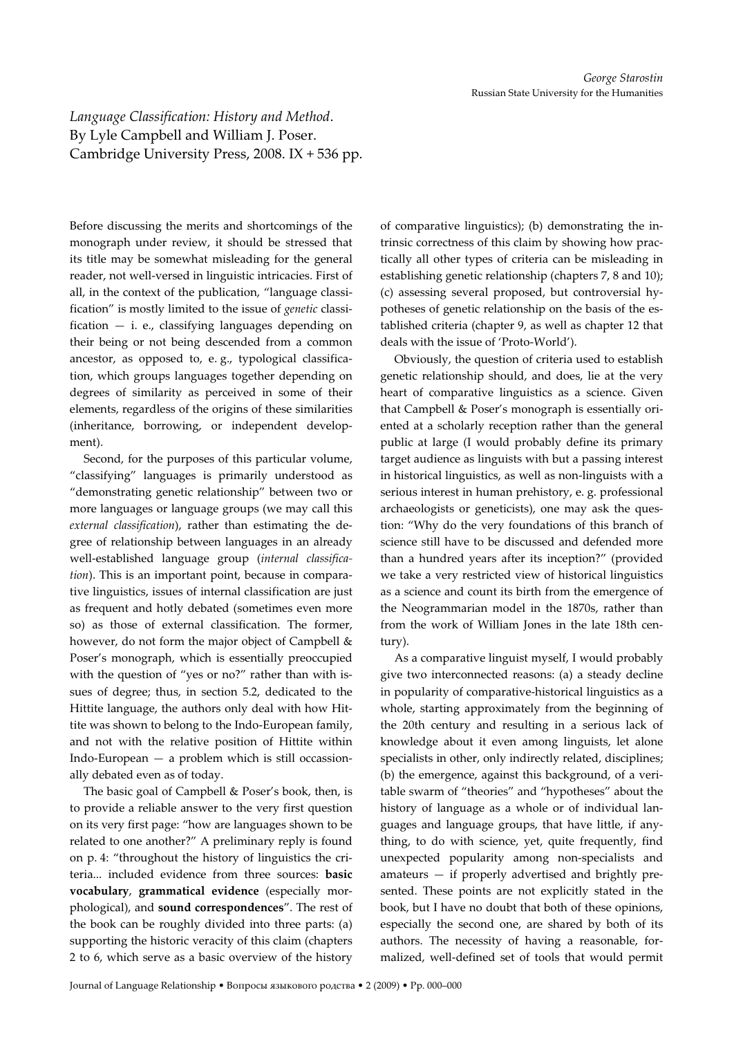George Starostin
Russian State University for the Humanities

*Language Classification: History and Method*.
By Lyle Campbell and William J. Poser.
Cambridge University Press, 2008. IX + 536 pp.

Before discussing the merits and shortcomings of the monograph under review, it should be stressed that its title may be somewhat misleading for the general reader, not well-versed in linguistic intricacies. First of all, in the context of the publication, "language classification" is mostly limited to the issue of *genetic* classification — i. e., classifying languages depending on their being or not being descended from a common ancestor, as opposed to, e. g., typological classification, which groups languages together depending on degrees of similarity as perceived in some of their elements, regardless of the origins of these similarities (inheritance, borrowing, or independent development).

Second, for the purposes of this particular volume, "classifying" languages is primarily understood as "demonstrating genetic relationship" between two or more languages or language groups (we may call this *external classification*), rather than estimating the degree of relationship between languages in an already well-established language group (*internal classification*). This is an important point, because in comparative linguistics, issues of internal classification are just as frequent and hotly debated (sometimes even more so) as those of external classification. The former, however, do not form the major object of Campbell & Poser's monograph, which is essentially preoccupied with the question of "yes or no?" rather than with issues of degree; thus, in section 5.2, dedicated to the Hittite language, the authors only deal with how Hittite was shown to belong to the Indo-European family, and not with the relative position of Hittite within Indo-European — a problem which is still occassionally debated even as of today.

The basic goal of Campbell & Poser's book, then, is to provide a reliable answer to the very first question on its very first page: "how are languages shown to be related to one another?" A preliminary reply is found on p. 4: "throughout the history of linguistics the criteria... included evidence from three sources: **basic vocabulary**, **grammatical evidence** (especially morphological), and **sound correspondences**". The rest of the book can be roughly divided into three parts: (a) supporting the historic veracity of this claim (chapters 2 to 6, which serve as a basic overview of the history of comparative linguistics); (b) demonstrating the intrinsic correctness of this claim by showing how practically all other types of criteria can be misleading in establishing genetic relationship (chapters 7, 8 and 10); (c) assessing several proposed, but controversial hypotheses of genetic relationship on the basis of the established criteria (chapter 9, as well as chapter 12 that deals with the issue of 'Proto-World').

Obviously, the question of criteria used to establish genetic relationship should, and does, lie at the very heart of comparative linguistics as a science. Given that Campbell & Poser's monograph is essentially oriented at a scholarly reception rather than the general public at large (I would probably define its primary target audience as linguists with but a passing interest in historical linguistics, as well as non-linguists with a serious interest in human prehistory, e. g. professional archaeologists or geneticists), one may ask the question: "Why do the very foundations of this branch of science still have to be discussed and defended more than a hundred years after its inception?" (provided we take a very restricted view of historical linguistics as a science and count its birth from the emergence of the Neogrammarian model in the 1870s, rather than from the work of William Jones in the late 18th century).

As a comparative linguist myself, I would probably give two interconnected reasons: (a) a steady decline in popularity of comparative-historical linguistics as a whole, starting approximately from the beginning of the 20th century and resulting in a serious lack of knowledge about it even among linguists, let alone specialists in other, only indirectly related, disciplines; (b) the emergence, against this background, of a veritable swarm of "theories" and "hypotheses" about the history of language as a whole or of individual languages and language groups, that have little, if anything, to do with science, yet, quite frequently, find unexpected popularity among non-specialists and amateurs — if properly advertised and brightly presented. These points are not explicitly stated in the book, but I have no doubt that both of these opinions, especially the second one, are shared by both of its authors. The necessity of having a reasonable, formalized, well-defined set of tools that would permit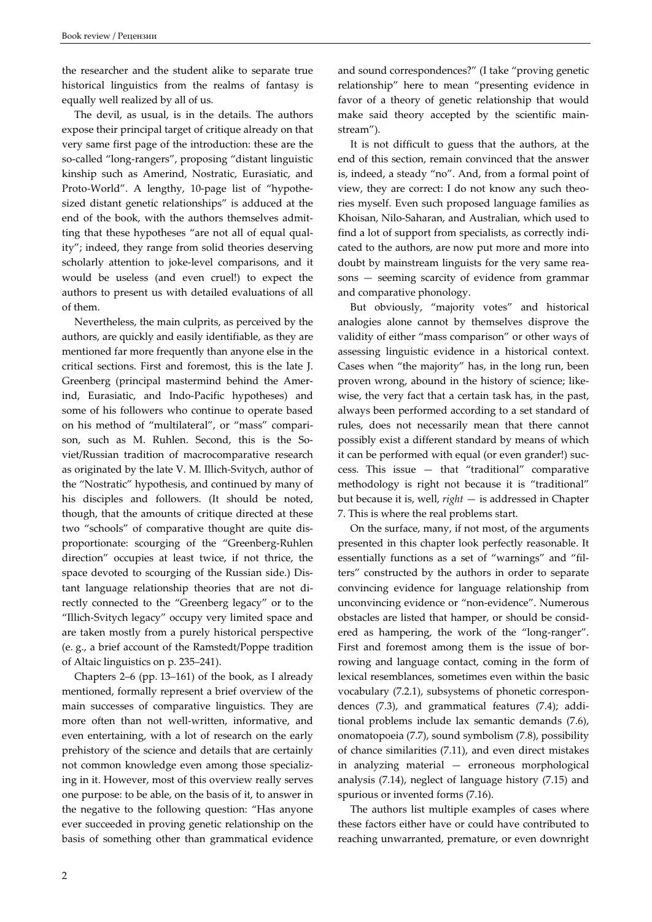the researcher and the student alike to separate true historical linguistics from the realms of fantasy is equally well realized by all of us.

The devil, as usual, is in the details. The authors expose their principal target of critique already on that very same first page of the introduction: these are the so-called "long-rangers", proposing "distant linguistic kinship such as Amerind, Nostratic, Eurasiatic, and Proto-World". A lengthy, 10-page list of "hypothesized distant genetic relationships" is adduced at the end of the book, with the authors themselves admitting that these hypotheses "are not all of equal quality"; indeed, they range from solid theories deserving scholarly attention to joke-level comparisons, and it would be useless (and even cruel!) to expect the authors to present us with detailed evaluations of all of them.

Nevertheless, the main culprits, as perceived by the authors, are quickly and easily identifiable, as they are mentioned far more frequently than anyone else in the critical sections. First and foremost, this is the late J. Greenberg (principal mastermind behind the Amerind, Eurasiatic, and Indo-Pacific hypotheses) and some of his followers who continue to operate based on his method of "multilateral", or "mass" comparison, such as M. Ruhlen. Second, this is the Soviet/Russian tradition of macrocomparative research as originated by the late V. M. Illich-Svitych, author of the "Nostratic" hypothesis, and continued by many of his disciples and followers. (It should be noted, though, that the amounts of critique directed at these two "schools" of comparative thought are quite disproportionate: scourging of the "Greenberg-Ruhlen direction" occupies at least twice, if not thrice, the space devoted to scourging of the Russian side.) Distant language relationship theories that are not directly connected to the "Greenberg legacy" or to the "Illich-Svitych legacy" occupy very limited space and are taken mostly from a purely historical perspective (e. g., a brief account of the Ramstedt/Poppe tradition of Altaic linguistics on p. 235–241).

Chapters 2–6 (pp. 13–161) of the book, as I already mentioned, formally represent a brief overview of the main successes of comparative linguistics. They are more often than not well-written, informative, and even entertaining, with a lot of research on the early prehistory of the science and details that are certainly not common knowledge even among those specializing in it. However, most of this overview really serves one purpose: to be able, on the basis of it, to answer in the negative to the following question: "Has anyone ever succeeded in proving genetic relationship on the basis of something other than grammatical evidence and sound correspondences?" (I take "proving genetic relationship" here to mean "presenting evidence in favor of a theory of genetic relationship that would make said theory accepted by the scientific mainstream").

It is not difficult to guess that the authors, at the end of this section, remain convinced that the answer is, indeed, a steady "no". And, from a formal point of view, they are correct: I do not know any such theories myself. Even such proposed language families as Khoisan, Nilo-Saharan, and Australian, which used to find a lot of support from specialists, as correctly indicated to the authors, are now put more and more into doubt by mainstream linguists for the very same reasons — seeming scarcity of evidence from grammar and comparative phonology.

But obviously, "majority votes" and historical analogies alone cannot by themselves disprove the validity of either "mass comparison" or other ways of assessing linguistic evidence in a historical context. Cases when "the majority" has, in the long run, been proven wrong, abound in the history of science; likewise, the very fact that a certain task has, in the past, always been performed according to a set standard of rules, does not necessarily mean that there cannot possibly exist a different standard by means of which it can be performed with equal (or even grander!) success. This issue — that "traditional" comparative methodology is right not because it is "traditional" but because it is, well, *right* — is addressed in Chapter 7. This is where the real problems start.

On the surface, many, if not most, of the arguments presented in this chapter look perfectly reasonable. It essentially functions as a set of "warnings" and "filters" constructed by the authors in order to separate convincing evidence for language relationship from unconvincing evidence or "non-evidence". Numerous obstacles are listed that hamper, or should be considered as hampering, the work of the "long-ranger". First and foremost among them is the issue of borrowing and language contact, coming in the form of lexical resemblances, sometimes even within the basic vocabulary (7.2.1), subsystems of phonetic correspondences (7.3), and grammatical features (7.4); additional problems include lax semantic demands (7.6), onomatopoeia (7.7), sound symbolism (7.8), possibility of chance similarities (7.11), and even direct mistakes in analyzing material — erroneous morphological analysis (7.14), neglect of language history (7.15) and spurious or invented forms (7.16).

The authors list multiple examples of cases where these factors either have or could have contributed to reaching unwarranted, premature, or even downright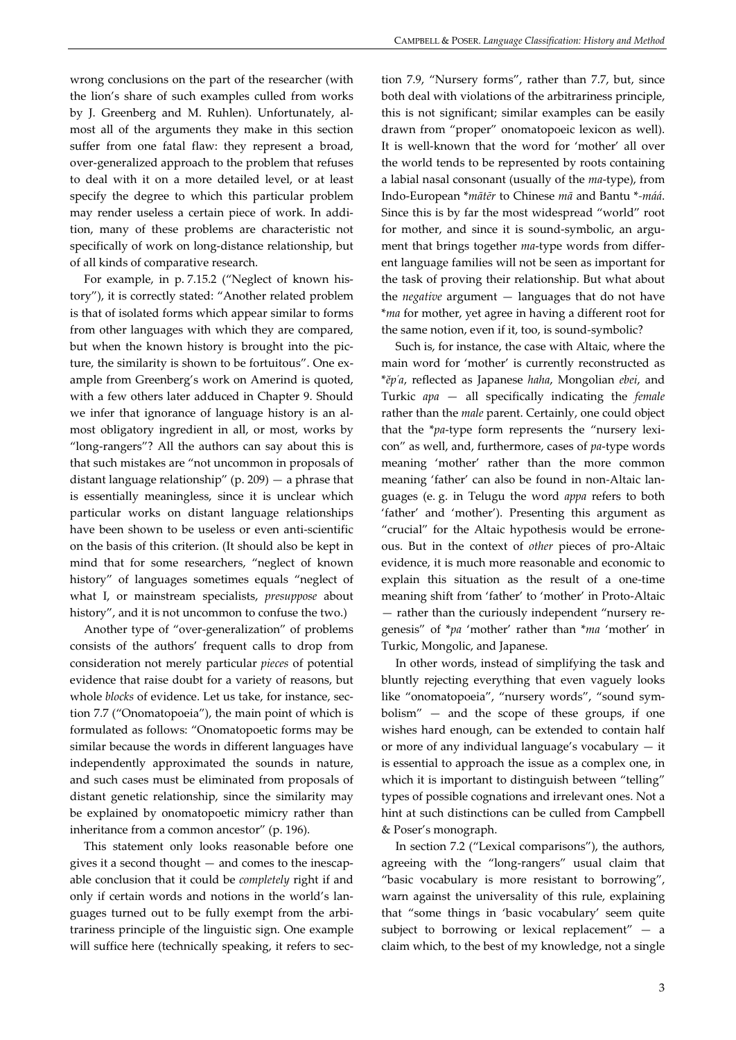wrong conclusions on the part of the researcher (with the lion's share of such examples culled from works by J. Greenberg and M. Ruhlen). Unfortunately, almost all of the arguments they make in this section suffer from one fatal flaw: they represent a broad, over-generalized approach to the problem that refuses to deal with it on a more detailed level, or at least specify the degree to which this particular problem may render useless a certain piece of work. In addition, many of these problems are characteristic not specifically of work on long-distance relationship, but of all kinds of comparative research.

For example, in p. 7.15.2 ("Neglect of known history"), it is correctly stated: "Another related problem is that of isolated forms which appear similar to forms from other languages with which they are compared, but when the known history is brought into the picture, the similarity is shown to be fortuitous". One example from Greenberg's work on Amerind is quoted, with a few others later adduced in Chapter 9. Should we infer that ignorance of language history is an almost obligatory ingredient in all, or most, works by "long-rangers"? All the authors can say about this is that such mistakes are "not uncommon in proposals of distant language relationship" (p. 209) — a phrase that is essentially meaningless, since it is unclear which particular works on distant language relationships have been shown to be useless or even anti-scientific on the basis of this criterion. (It should also be kept in mind that for some researchers, "neglect of known history" of languages sometimes equals "neglect of what I, or mainstream specialists, *presuppose* about history", and it is not uncommon to confuse the two.)

Another type of "over-generalization" of problems consists of the authors' frequent calls to drop from consideration not merely particular *pieces* of potential evidence that raise doubt for a variety of reasons, but whole *blocks* of evidence. Let us take, for instance, section 7.7 ("Onomatopoeia"), the main point of which is formulated as follows: "Onomatopoetic forms may be similar because the words in different languages have independently approximated the sounds in nature, and such cases must be eliminated from proposals of distant genetic relationship, since the similarity may be explained by onomatopoetic mimicry rather than inheritance from a common ancestor" (p. 196).

This statement only looks reasonable before one gives it a second thought — and comes to the inescapable conclusion that it could be *completely* right if and only if certain words and notions in the world's languages turned out to be fully exempt from the arbitrariness principle of the linguistic sign. One example will suffice here (technically speaking, it refers to section 7.9, "Nursery forms", rather than 7.7, but, since both deal with violations of the arbitrariness principle, this is not significant; similar examples can be easily drawn from "proper" onomatopoeic lexicon as well). It is well-known that the word for 'mother' all over the world tends to be represented by roots containing a labial nasal consonant (usually of the *ma*-type), from Indo-European \**mātēr* to Chinese *mā* and Bantu \**-máá*. Since this is by far the most widespread "world" root for mother, and since it is sound-symbolic, an argument that brings together *ma*-type words from different language families will not be seen as important for the task of proving their relationship. But what about the *negative* argument — languages that do not have \**ma* for mother, yet agree in having a different root for the same notion, even if it, too, is sound-symbolic?

Such is, for instance, the case with Altaic, where the main word for 'mother' is currently reconstructed as \**ĕp῾a*, reflected as Japanese *haha*, Mongolian *ebei*, and Turkic *apa* — all specifically indicating the *female* rather than the *male* parent. Certainly, one could object that the \**pa*-type form represents the "nursery lexicon" as well, and, furthermore, cases of *pa*-type words meaning 'mother' rather than the more common meaning 'father' can also be found in non-Altaic languages (e. g. in Telugu the word *appa* refers to both 'father' and 'mother'). Presenting this argument as "crucial" for the Altaic hypothesis would be erroneous. But in the context of *other* pieces of pro-Altaic evidence, it is much more reasonable and economic to explain this situation as the result of a one-time meaning shift from 'father' to 'mother' in Proto-Altaic — rather than the curiously independent "nursery regenesis" of \**pa* 'mother' rather than \**ma* 'mother' in Turkic, Mongolic, and Japanese.

In other words, instead of simplifying the task and bluntly rejecting everything that even vaguely looks like "onomatopoeia", "nursery words", "sound symbolism" — and the scope of these groups, if one wishes hard enough, can be extended to contain half or more of any individual language's vocabulary — it is essential to approach the issue as a complex one, in which it is important to distinguish between "telling" types of possible cognations and irrelevant ones. Not a hint at such distinctions can be culled from Campbell & Poser's monograph.

In section 7.2 ("Lexical comparisons"), the authors, agreeing with the "long-rangers" usual claim that "basic vocabulary is more resistant to borrowing", warn against the universality of this rule, explaining that "some things in 'basic vocabulary' seem quite subject to borrowing or lexical replacement" — a claim which, to the best of my knowledge, not a single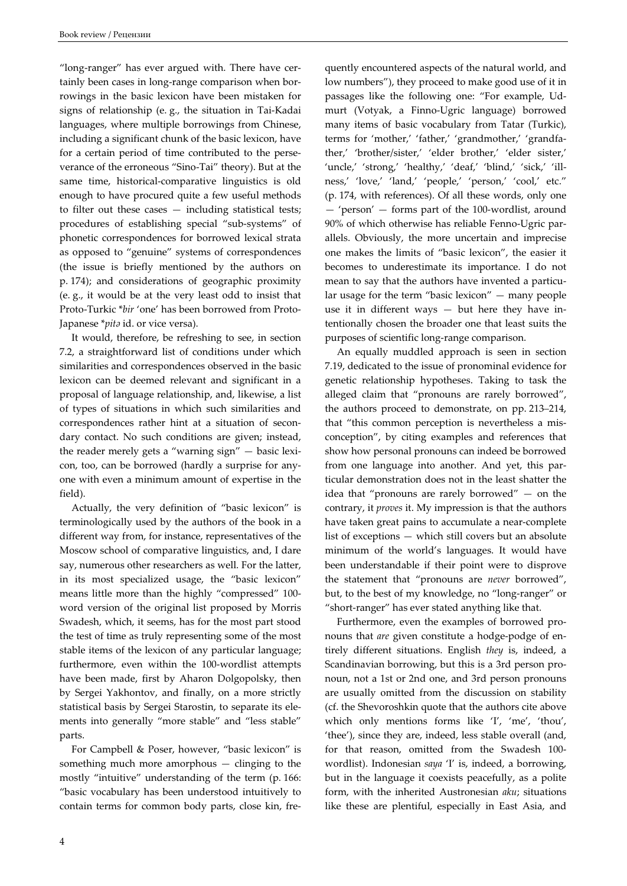"long-ranger" has ever argued with. There have certainly been cases in long-range comparison when borrowings in the basic lexicon have been mistaken for signs of relationship (e. g., the situation in Tai-Kadai languages, where multiple borrowings from Chinese, including a significant chunk of the basic lexicon, have for a certain period of time contributed to the perseverance of the erroneous "Sino-Tai" theory). But at the same time, historical-comparative linguistics is old enough to have procured quite a few useful methods to filter out these cases — including statistical tests; procedures of establishing special "sub-systems" of phonetic correspondences for borrowed lexical strata as opposed to "genuine" systems of correspondences (the issue is briefly mentioned by the authors on p. 174); and considerations of geographic proximity (e. g., it would be at the very least odd to insist that Proto-Turkic \**bir* 'one' has been borrowed from Proto-Japanese \**pitə* id. or vice versa).

It would, therefore, be refreshing to see, in section 7.2, a straightforward list of conditions under which similarities and correspondences observed in the basic lexicon can be deemed relevant and significant in a proposal of language relationship, and, likewise, a list of types of situations in which such similarities and correspondences rather hint at a situation of secondary contact. No such conditions are given; instead, the reader merely gets a "warning sign" — basic lexicon, too, can be borrowed (hardly a surprise for anyone with even a minimum amount of expertise in the field).

Actually, the very definition of "basic lexicon" is terminologically used by the authors of the book in a different way from, for instance, representatives of the Moscow school of comparative linguistics, and, I dare say, numerous other researchers as well. For the latter, in its most specialized usage, the "basic lexicon" means little more than the highly "compressed" 100-word version of the original list proposed by Morris Swadesh, which, it seems, has for the most part stood the test of time as truly representing some of the most stable items of the lexicon of any particular language; furthermore, even within the 100-wordlist attempts have been made, first by Aharon Dolgopolsky, then by Sergei Yakhontov, and finally, on a more strictly statistical basis by Sergei Starostin, to separate its elements into generally "more stable" and "less stable" parts.

For Campbell & Poser, however, "basic lexicon" is something much more amorphous — clinging to the mostly "intuitive" understanding of the term (p. 166: "basic vocabulary has been understood intuitively to contain terms for common body parts, close kin, frequently encountered aspects of the natural world, and low numbers"), they proceed to make good use of it in passages like the following one: "For example, Udmurt (Votyak, a Finno-Ugric language) borrowed many items of basic vocabulary from Tatar (Turkic), terms for 'mother,' 'father,' 'grandmother,' 'grandfather,' 'brother/sister,' 'elder brother,' 'elder sister,' 'uncle,' 'strong,' 'healthy,' 'deaf,' 'blind,' 'sick,' 'illness,' 'love,' 'land,' 'people,' 'person,' 'cool,' etc." (p. 174, with references). Of all these words, only one — 'person' — forms part of the 100-wordlist, around 90% of which otherwise has reliable Fenno-Ugric parallels. Obviously, the more uncertain and imprecise one makes the limits of "basic lexicon", the easier it becomes to underestimate its importance. I do not mean to say that the authors have invented a particular usage for the term "basic lexicon" — many people use it in different ways — but here they have intentionally chosen the broader one that least suits the purposes of scientific long-range comparison.

An equally muddled approach is seen in section 7.19, dedicated to the issue of pronominal evidence for genetic relationship hypotheses. Taking to task the alleged claim that "pronouns are rarely borrowed", the authors proceed to demonstrate, on pp. 213–214, that "this common perception is nevertheless a misconception", by citing examples and references that show how personal pronouns can indeed be borrowed from one language into another. And yet, this particular demonstration does not in the least shatter the idea that "pronouns are rarely borrowed" — on the contrary, it *proves* it. My impression is that the authors have taken great pains to accumulate a near-complete list of exceptions — which still covers but an absolute minimum of the world's languages. It would have been understandable if their point were to disprove the statement that "pronouns are *never* borrowed", but, to the best of my knowledge, no "long-ranger" or "short-ranger" has ever stated anything like that.

Furthermore, even the examples of borrowed pronouns that *are* given constitute a hodge-podge of entirely different situations. English *they* is, indeed, a Scandinavian borrowing, but this is a 3rd person pronoun, not a 1st or 2nd one, and 3rd person pronouns are usually omitted from the discussion on stability (cf. the Shevoroshkin quote that the authors cite above which only mentions forms like 'I', 'me', 'thou', 'thee'), since they are, indeed, less stable overall (and, for that reason, omitted from the Swadesh 100-wordlist). Indonesian *saya* 'I' is, indeed, a borrowing, but in the language it coexists peacefully, as a polite form, with the inherited Austronesian *aku*; situations like these are plentiful, especially in East Asia, and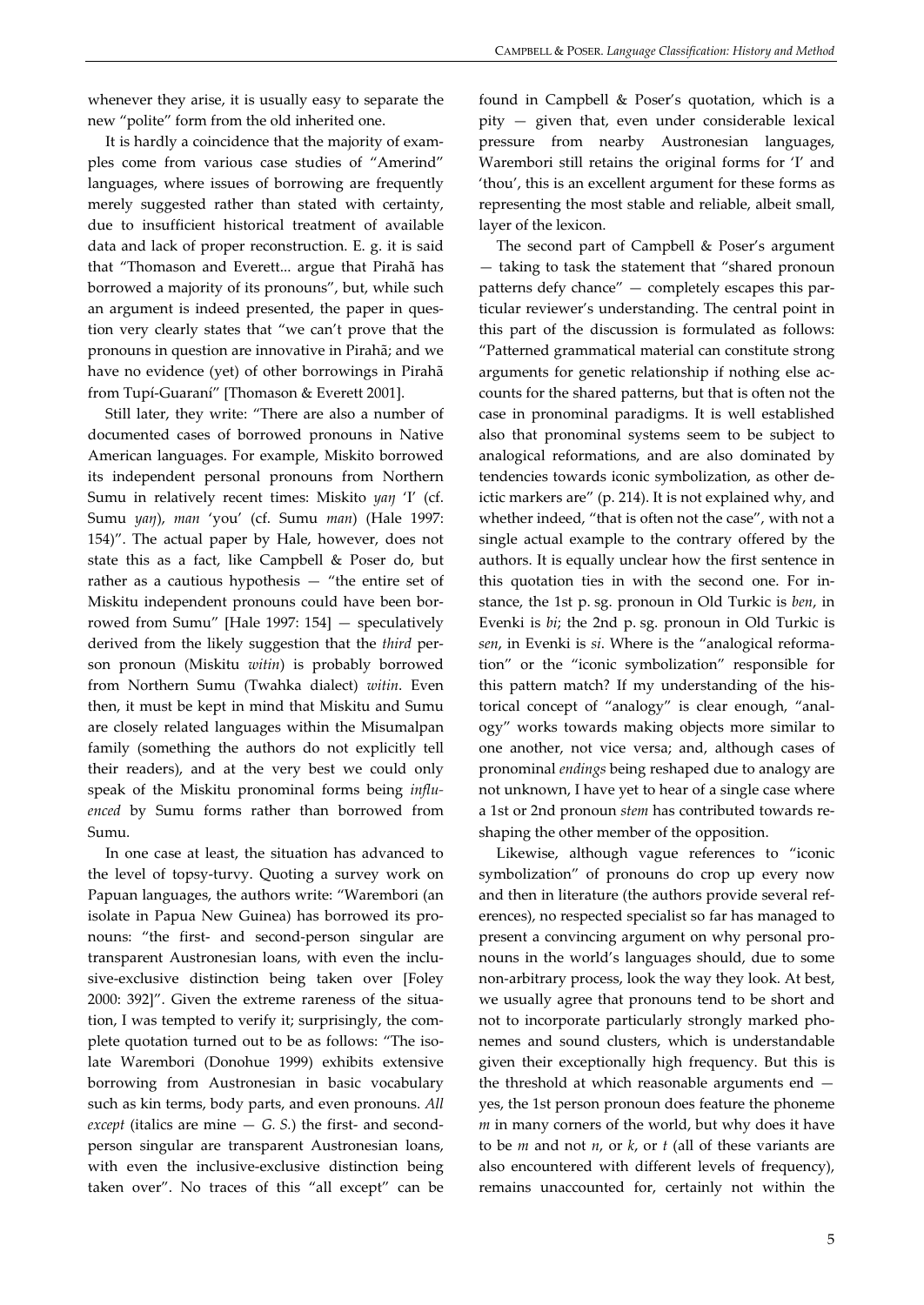whenever they arise, it is usually easy to separate the new "polite" form from the old inherited one.

It is hardly a coincidence that the majority of examples come from various case studies of "Amerind" languages, where issues of borrowing are frequently merely suggested rather than stated with certainty, due to insufficient historical treatment of available data and lack of proper reconstruction. E. g. it is said that "Thomason and Everett... argue that Pirahã has borrowed a majority of its pronouns", but, while such an argument is indeed presented, the paper in question very clearly states that "we can't prove that the pronouns in question are innovative in Pirahã; and we have no evidence (yet) of other borrowings in Pirahã from Tupí-Guaraní" [Thomason & Everett 2001].

Still later, they write: "There are also a number of documented cases of borrowed pronouns in Native American languages. For example, Miskito borrowed its independent personal pronouns from Northern Sumu in relatively recent times: Miskito *yaŋ* 'I' (cf. Sumu *yaŋ*), *man* 'you' (cf. Sumu *man*) (Hale 1997: 154)". The actual paper by Hale, however, does not state this as a fact, like Campbell & Poser do, but rather as a cautious hypothesis — "the entire set of Miskitu independent pronouns could have been borrowed from Sumu" [Hale 1997: 154] — speculatively derived from the likely suggestion that the *third* person pronoun (Miskitu *witin*) is probably borrowed from Northern Sumu (Twahka dialect) *witin*. Even then, it must be kept in mind that Miskitu and Sumu are closely related languages within the Misumalpan family (something the authors do not explicitly tell their readers), and at the very best we could only speak of the Miskitu pronominal forms being *influenced* by Sumu forms rather than borrowed from Sumu.

In one case at least, the situation has advanced to the level of topsy-turvy. Quoting a survey work on Papuan languages, the authors write: "Warembori (an isolate in Papua New Guinea) has borrowed its pronouns: "the first- and second-person singular are transparent Austronesian loans, with even the inclusive-exclusive distinction being taken over [Foley 2000: 392]". Given the extreme rareness of the situation, I was tempted to verify it; surprisingly, the complete quotation turned out to be as follows: "The isolate Warembori (Donohue 1999) exhibits extensive borrowing from Austronesian in basic vocabulary such as kin terms, body parts, and even pronouns. *All except* (italics are mine — *G. S.*) the first- and second-person singular are transparent Austronesian loans, with even the inclusive-exclusive distinction being taken over". No traces of this "all except" can be found in Campbell & Poser's quotation, which is a pity — given that, even under considerable lexical pressure from nearby Austronesian languages, Warembori still retains the original forms for 'I' and 'thou', this is an excellent argument for these forms as representing the most stable and reliable, albeit small, layer of the lexicon.

The second part of Campbell & Poser's argument — taking to task the statement that "shared pronoun patterns defy chance" — completely escapes this particular reviewer's understanding. The central point in this part of the discussion is formulated as follows: "Patterned grammatical material can constitute strong arguments for genetic relationship if nothing else accounts for the shared patterns, but that is often not the case in pronominal paradigms. It is well established also that pronominal systems seem to be subject to analogical reformations, and are also dominated by tendencies towards iconic symbolization, as other deictic markers are" (p. 214). It is not explained why, and whether indeed, "that is often not the case", with not a single actual example to the contrary offered by the authors. It is equally unclear how the first sentence in this quotation ties in with the second one. For instance, the 1st p. sg. pronoun in Old Turkic is *ben*, in Evenki is *bi*; the 2nd p. sg. pronoun in Old Turkic is *sen*, in Evenki is *si*. Where is the "analogical reformation" or the "iconic symbolization" responsible for this pattern match? If my understanding of the historical concept of "analogy" is clear enough, "analogy" works towards making objects more similar to one another, not vice versa; and, although cases of pronominal *endings* being reshaped due to analogy are not unknown, I have yet to hear of a single case where a 1st or 2nd pronoun *stem* has contributed towards reshaping the other member of the opposition.

Likewise, although vague references to "iconic symbolization" of pronouns do crop up every now and then in literature (the authors provide several references), no respected specialist so far has managed to present a convincing argument on why personal pronouns in the world's languages should, due to some non-arbitrary process, look the way they look. At best, we usually agree that pronouns tend to be short and not to incorporate particularly strongly marked phonemes and sound clusters, which is understandable given their exceptionally high frequency. But this is the threshold at which reasonable arguments end — yes, the 1st person pronoun does feature the phoneme *m* in many corners of the world, but why does it have to be *m* and not *n*, or *k*, or *t* (all of these variants are also encountered with different levels of frequency), remains unaccounted for, certainly not within the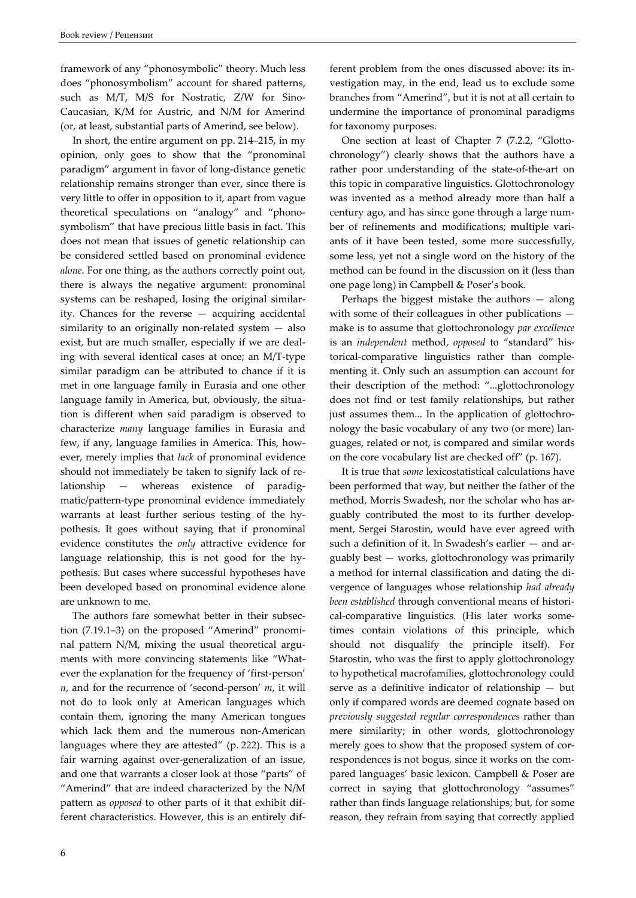framework of any "phonosymbolic" theory. Much less does "phonosymbolism" account for shared patterns, such as M/T, M/S for Nostratic, Z/W for Sino-Caucasian, K/M for Austric, and N/M for Amerind (or, at least, substantial parts of Amerind, see below).

In short, the entire argument on pp. 214–215, in my opinion, only goes to show that the "pronominal paradigm" argument in favor of long-distance genetic relationship remains stronger than ever, since there is very little to offer in opposition to it, apart from vague theoretical speculations on "analogy" and "phonosymbolism" that have precious little basis in fact. This does not mean that issues of genetic relationship can be considered settled based on pronominal evidence *alone*. For one thing, as the authors correctly point out, there is always the negative argument: pronominal systems can be reshaped, losing the original similarity. Chances for the reverse — acquiring accidental similarity to an originally non-related system — also exist, but are much smaller, especially if we are dealing with several identical cases at once; an M/T-type similar paradigm can be attributed to chance if it is met in one language family in Eurasia and one other language family in America, but, obviously, the situation is different when said paradigm is observed to characterize *many* language families in Eurasia and few, if any, language families in America. This, however, merely implies that *lack* of pronominal evidence should not immediately be taken to signify lack of relationship — whereas existence of paradigmatic/pattern-type pronominal evidence immediately warrants at least further serious testing of the hypothesis. It goes without saying that if pronominal evidence constitutes the *only* attractive evidence for language relationship, this is not good for the hypothesis. But cases where successful hypotheses have been developed based on pronominal evidence alone are unknown to me.

The authors fare somewhat better in their subsection (7.19.1–3) on the proposed "Amerind" pronominal pattern N/M, mixing the usual theoretical arguments with more convincing statements like "Whatever the explanation for the frequency of 'first-person' *n*, and for the recurrence of 'second-person' *m*, it will not do to look only at American languages which contain them, ignoring the many American tongues which lack them and the numerous non-American languages where they are attested" (p. 222). This is a fair warning against over-generalization of an issue, and one that warrants a closer look at those "parts" of "Amerind" that are indeed characterized by the N/M pattern as *opposed* to other parts of it that exhibit different characteristics. However, this is an entirely different problem from the ones discussed above: its investigation may, in the end, lead us to exclude some branches from "Amerind", but it is not at all certain to undermine the importance of pronominal paradigms for taxonomy purposes.

One section at least of Chapter 7 (7.2.2, "Glottochronology") clearly shows that the authors have a rather poor understanding of the state-of-the-art on this topic in comparative linguistics. Glottochronology was invented as a method already more than half a century ago, and has since gone through a large number of refinements and modifications; multiple variants of it have been tested, some more successfully, some less, yet not a single word on the history of the method can be found in the discussion on it (less than one page long) in Campbell & Poser's book.

Perhaps the biggest mistake the authors — along with some of their colleagues in other publications — make is to assume that glottochronology *par excellence* is an *independent* method, *opposed* to "standard" historical-comparative linguistics rather than complementing it. Only such an assumption can account for their description of the method: "...glottochronology does not find or test family relationships, but rather just assumes them... In the application of glottochronology the basic vocabulary of any two (or more) languages, related or not, is compared and similar words on the core vocabulary list are checked off" (p. 167).

It is true that *some* lexicostatistical calculations have been performed that way, but neither the father of the method, Morris Swadesh, nor the scholar who has arguably contributed the most to its further development, Sergei Starostin, would have ever agreed with such a definition of it. In Swadesh's earlier — and arguably best — works, glottochronology was primarily a method for internal classification and dating the divergence of languages whose relationship *had already been established* through conventional means of historical-comparative linguistics. (His later works sometimes contain violations of this principle, which should not disqualify the principle itself). For Starostin, who was the first to apply glottochronology to hypothetical macrofamilies, glottochronology could serve as a definitive indicator of relationship — but only if compared words are deemed cognate based on *previously suggested regular correspondences* rather than mere similarity; in other words, glottochronology merely goes to show that the proposed system of correspondences is not bogus, since it works on the compared languages' basic lexicon. Campbell & Poser are correct in saying that glottochronology "assumes" rather than finds language relationships; but, for some reason, they refrain from saying that correctly applied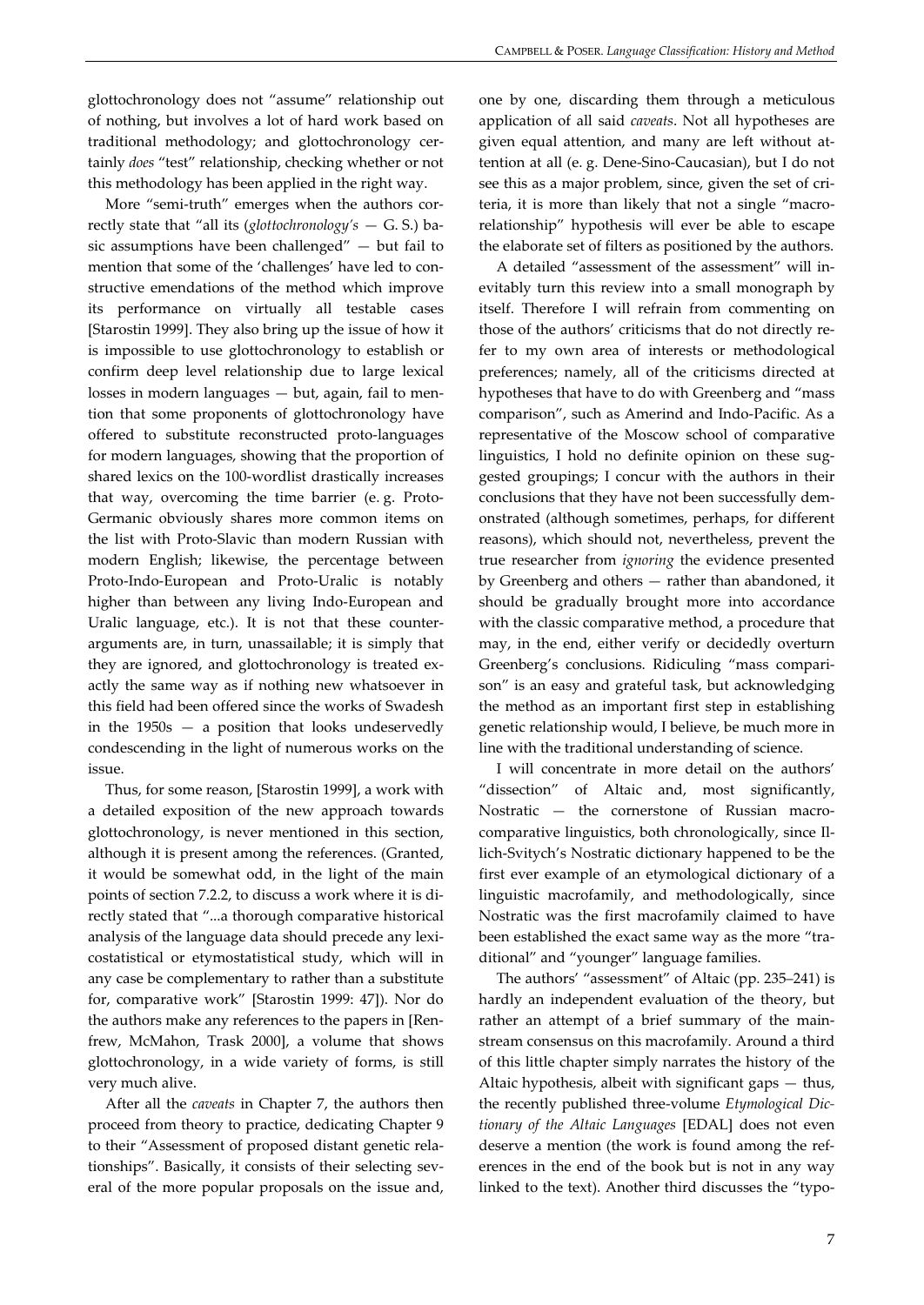glottochronology does not "assume" relationship out of nothing, but involves a lot of hard work based on traditional methodology; and glottochronology certainly *does* "test" relationship, checking whether or not this methodology has been applied in the right way.

More "semi-truth" emerges when the authors correctly state that "all its (*glottochronology's* — G. S.) basic assumptions have been challenged" — but fail to mention that some of the 'challenges' have led to constructive emendations of the method which improve its performance on virtually all testable cases [Starostin 1999]. They also bring up the issue of how it is impossible to use glottochronology to establish or confirm deep level relationship due to large lexical losses in modern languages — but, again, fail to mention that some proponents of glottochronology have offered to substitute reconstructed proto-languages for modern languages, showing that the proportion of shared lexics on the 100-wordlist drastically increases that way, overcoming the time barrier (e. g. Proto-Germanic obviously shares more common items on the list with Proto-Slavic than modern Russian with modern English; likewise, the percentage between Proto-Indo-European and Proto-Uralic is notably higher than between any living Indo-European and Uralic language, etc.). It is not that these counter-arguments are, in turn, unassailable; it is simply that they are ignored, and glottochronology is treated exactly the same way as if nothing new whatsoever in this field had been offered since the works of Swadesh in the 1950s — a position that looks undeservedly condescending in the light of numerous works on the issue.

Thus, for some reason, [Starostin 1999], a work with a detailed exposition of the new approach towards glottochronology, is never mentioned in this section, although it is present among the references. (Granted, it would be somewhat odd, in the light of the main points of section 7.2.2, to discuss a work where it is directly stated that "...a thorough comparative historical analysis of the language data should precede any lexicostatistical or etymostatistical study, which will in any case be complementary to rather than a substitute for, comparative work" [Starostin 1999: 47]). Nor do the authors make any references to the papers in [Renfrew, McMahon, Trask 2000], a volume that shows glottochronology, in a wide variety of forms, is still very much alive.

After all the *caveats* in Chapter 7, the authors then proceed from theory to practice, dedicating Chapter 9 to their "Assessment of proposed distant genetic relationships". Basically, it consists of their selecting several of the more popular proposals on the issue and, one by one, discarding them through a meticulous application of all said *caveats*. Not all hypotheses are given equal attention, and many are left without attention at all (e. g. Dene-Sino-Caucasian), but I do not see this as a major problem, since, given the set of criteria, it is more than likely that not a single "macro-relationship" hypothesis will ever be able to escape the elaborate set of filters as positioned by the authors.

A detailed "assessment of the assessment" will inevitably turn this review into a small monograph by itself. Therefore I will refrain from commenting on those of the authors' criticisms that do not directly refer to my own area of interests or methodological preferences; namely, all of the criticisms directed at hypotheses that have to do with Greenberg and "mass comparison", such as Amerind and Indo-Pacific. As a representative of the Moscow school of comparative linguistics, I hold no definite opinion on these suggested groupings; I concur with the authors in their conclusions that they have not been successfully demonstrated (although sometimes, perhaps, for different reasons), which should not, nevertheless, prevent the true researcher from *ignoring* the evidence presented by Greenberg and others — rather than abandoned, it should be gradually brought more into accordance with the classic comparative method, a procedure that may, in the end, either verify or decidedly overturn Greenberg's conclusions. Ridiculing "mass comparison" is an easy and grateful task, but acknowledging the method as an important first step in establishing genetic relationship would, I believe, be much more in line with the traditional understanding of science.

I will concentrate in more detail on the authors' "dissection" of Altaic and, most significantly, Nostratic — the cornerstone of Russian macro-comparative linguistics, both chronologically, since Illich-Svitych's Nostratic dictionary happened to be the first ever example of an etymological dictionary of a linguistic macrofamily, and methodologically, since Nostratic was the first macrofamily claimed to have been established the exact same way as the more "traditional" and "younger" language families.

The authors' "assessment" of Altaic (pp. 235–241) is hardly an independent evaluation of the theory, but rather an attempt of a brief summary of the mainstream consensus on this macrofamily. Around a third of this little chapter simply narrates the history of the Altaic hypothesis, albeit with significant gaps — thus, the recently published three-volume *Etymological Dictionary of the Altaic Languages* [EDAL] does not even deserve a mention (the work is found among the references in the end of the book but is not in any way linked to the text). Another third discusses the "typo-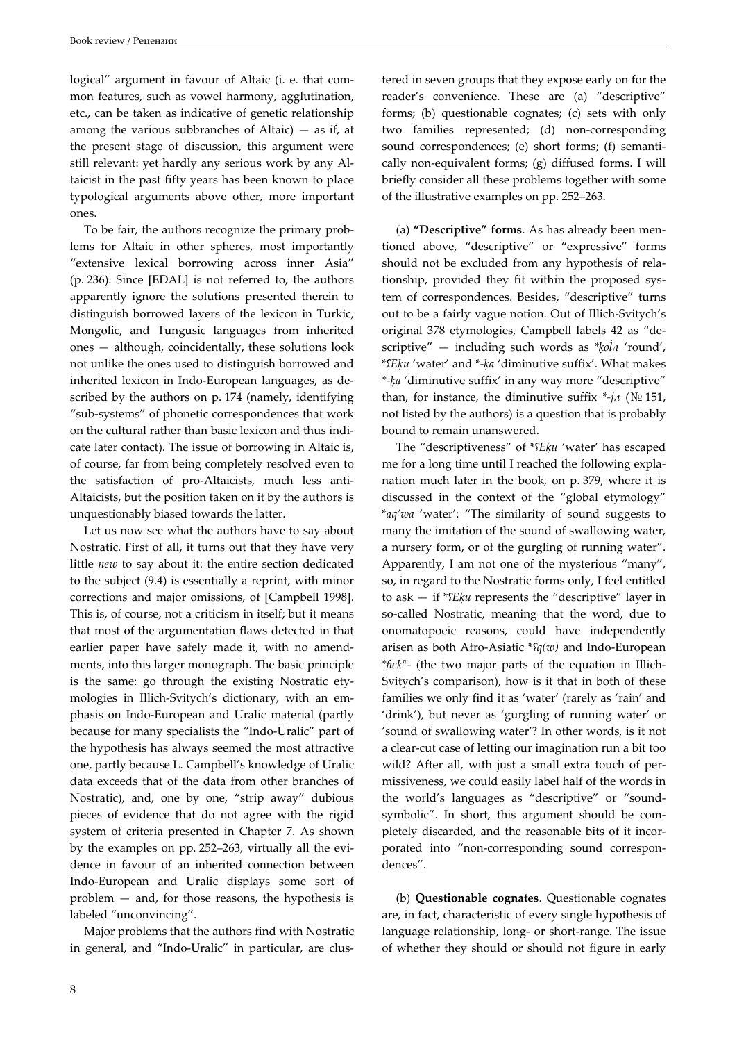logical" argument in favour of Altaic (i. e. that common features, such as vowel harmony, agglutination, etc., can be taken as indicative of genetic relationship among the various subbranches of Altaic) — as if, at the present stage of discussion, this argument were still relevant: yet hardly any serious work by any Altaicist in the past fifty years has been known to place typological arguments above other, more important ones.

To be fair, the authors recognize the primary problems for Altaic in other spheres, most importantly "extensive lexical borrowing across inner Asia" (p. 236). Since [EDAL] is not referred to, the authors apparently ignore the solutions presented therein to distinguish borrowed layers of the lexicon in Turkic, Mongolic, and Tungusic languages from inherited ones — although, coincidentally, these solutions look not unlike the ones used to distinguish borrowed and inherited lexicon in Indo-European languages, as described by the authors on p. 174 (namely, identifying "sub-systems" of phonetic correspondences that work on the cultural rather than basic lexicon and thus indicate later contact). The issue of borrowing in Altaic is, of course, far from being completely resolved even to the satisfaction of pro-Altaicists, much less anti-Altaicists, but the position taken on it by the authors is unquestionably biased towards the latter.

Let us now see what the authors have to say about Nostratic. First of all, it turns out that they have very little *new* to say about it: the entire section dedicated to the subject (9.4) is essentially a reprint, with minor corrections and major omissions, of [Campbell 1998]. This is, of course, not a criticism in itself; but it means that most of the argumentation flaws detected in that earlier paper have safely made it, with no amendments, into this larger monograph. The basic principle is the same: go through the existing Nostratic etymologies in Illich-Svitych's dictionary, with an emphasis on Indo-European and Uralic material (partly because for many specialists the "Indo-Uralic" part of the hypothesis has always seemed the most attractive one, partly because L. Campbell's knowledge of Uralic data exceeds that of the data from other branches of Nostratic), and, one by one, "strip away" dubious pieces of evidence that do not agree with the rigid system of criteria presented in Chapter 7. As shown by the examples on pp. 252–263, virtually all the evidence in favour of an inherited connection between Indo-European and Uralic displays some sort of problem — and, for those reasons, the hypothesis is labeled "unconvincing".

Major problems that the authors find with Nostratic in general, and "Indo-Uralic" in particular, are clustered in seven groups that they expose early on for the reader's convenience. These are (a) "descriptive" forms; (b) questionable cognates; (c) sets with only two families represented; (d) non-corresponding sound correspondences; (e) short forms; (f) semantically non-equivalent forms; (g) diffused forms. I will briefly consider all these problems together with some of the illustrative examples on pp. 252–263.

(a) **"Descriptive" forms**. As has already been mentioned above, "descriptive" or "expressive" forms should not be excluded from any hypothesis of relationship, provided they fit within the proposed system of correspondences. Besides, "descriptive" turns out to be a fairly vague notion. Out of Illich-Svitych's original 378 etymologies, Campbell labels 42 as "descriptive" — including such words as *\*ḳoĺʌ* 'round', *\*ʕEḳu* 'water' and *\*-ḳa* 'diminutive suffix'. What makes *\*-ḳa* 'diminutive suffix' in any way more "descriptive" than, for instance, the diminutive suffix *\*-jʌ* (№ 151, not listed by the authors) is a question that is probably bound to remain unanswered.

The "descriptiveness" of *\*ʕEḳu* 'water' has escaped me for a long time until I reached the following explanation much later in the book, on p. 379, where it is discussed in the context of the "global etymology" *\*aq'wa* 'water': "The similarity of sound suggests to many the imitation of the sound of swallowing water, a nursery form, or of the gurgling of running water". Apparently, I am not one of the mysterious "many", so, in regard to the Nostratic forms only, I feel entitled to ask — if *\*ʕEḳu* represents the "descriptive" layer in so-called Nostratic, meaning that the word, due to onomatopoeic reasons, could have independently arisen as both Afro-Asiatic *\*ʕq(w)* and Indo-European *\*ħekʷ-* (the two major parts of the equation in Illich-Svitych's comparison), how is it that in both of these families we only find it as 'water' (rarely as 'rain' and 'drink'), but never as 'gurgling of running water' or 'sound of swallowing water'? In other words, is it not a clear-cut case of letting our imagination run a bit too wild? After all, with just a small extra touch of permissiveness, we could easily label half of the words in the world's languages as "descriptive" or "sound-symbolic". In short, this argument should be completely discarded, and the reasonable bits of it incorporated into "non-corresponding sound correspondences".

(b) **Questionable cognates**. Questionable cognates are, in fact, characteristic of every single hypothesis of language relationship, long- or short-range. The issue of whether they should or should not figure in early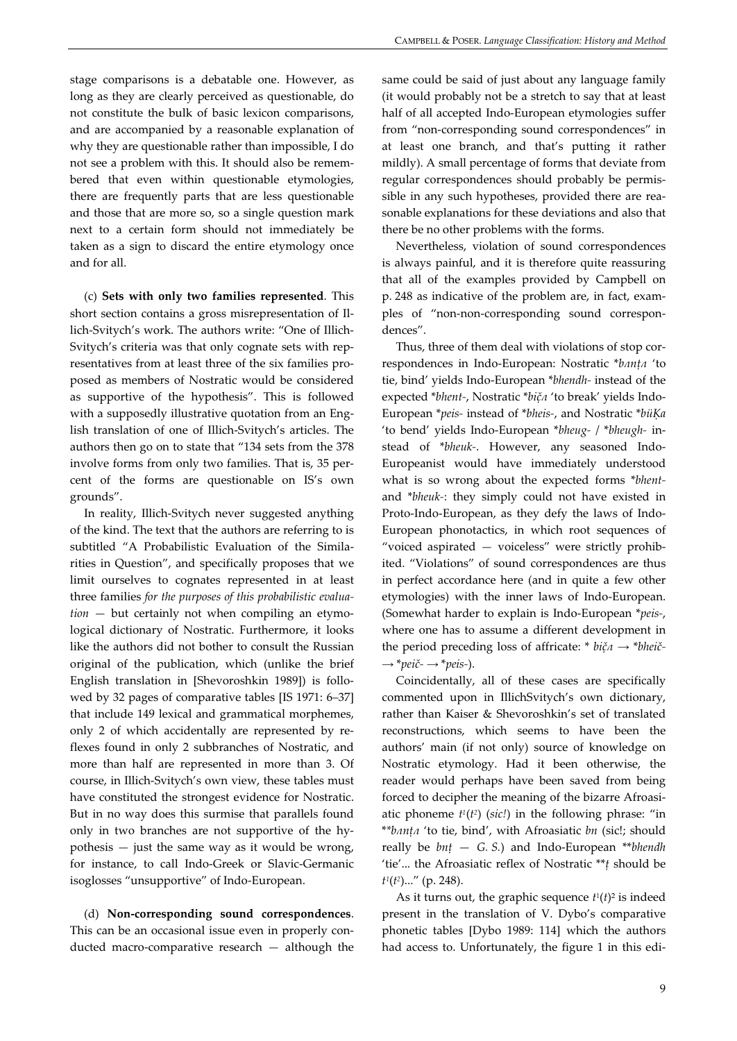stage comparisons is a debatable one. However, as long as they are clearly perceived as questionable, do not constitute the bulk of basic lexicon comparisons, and are accompanied by a reasonable explanation of why they are questionable rather than impossible, I do not see a problem with this. It should also be remembered that even within questionable etymologies, there are frequently parts that are less questionable and those that are more so, so a single question mark next to a certain form should not immediately be taken as a sign to discard the entire etymology once and for all.

(c) **Sets with only two families represented**. This short section contains a gross misrepresentation of Illich-Svitych's work. The authors write: "One of Illich-Svitych's criteria was that only cognate sets with representatives from at least three of the six families proposed as members of Nostratic would be considered as supportive of the hypothesis". This is followed with a supposedly illustrative quotation from an English translation of one of Illich-Svitych's articles. The authors then go on to state that "134 sets from the 378 involve forms from only two families. That is, 35 percent of the forms are questionable on IS's own grounds".

In reality, Illich-Svitych never suggested anything of the kind. The text that the authors are referring to is subtitled "A Probabilistic Evaluation of the Similarities in Question", and specifically proposes that we limit ourselves to cognates represented in at least three families *for the purposes of this probabilistic evaluation* — but certainly not when compiling an etymological dictionary of Nostratic. Furthermore, it looks like the authors did not bother to consult the Russian original of the publication, which (unlike the brief English translation in [Shevoroshkin 1989]) is followed by 32 pages of comparative tables [IS 1971: 6–37] that include 149 lexical and grammatical morphemes, only 2 of which accidentally are represented by reflexes found in only 2 subbranches of Nostratic, and more than half are represented in more than 3. Of course, in Illich-Svitych's own view, these tables must have constituted the strongest evidence for Nostratic. But in no way does this surmise that parallels found only in two branches are not supportive of the hypothesis — just the same way as it would be wrong, for instance, to call Indo-Greek or Slavic-Germanic isoglosses "unsupportive" of Indo-European.

(d) **Non-corresponding sound correspondences**. This can be an occasional issue even in properly conducted macro-comparative research — although the same could be said of just about any language family (it would probably not be a stretch to say that at least half of all accepted Indo-European etymologies suffer from "non-corresponding sound correspondences" in at least one branch, and that's putting it rather mildly). A small percentage of forms that deviate from regular correspondences should probably be permissible in any such hypotheses, provided there are reasonable explanations for these deviations and also that there be no other problems with the forms.

Nevertheless, violation of sound correspondences is always painful, and it is therefore quite reassuring that all of the examples provided by Campbell on p. 248 as indicative of the problem are, in fact, examples of "non-non-corresponding sound correspondences".

Thus, three of them deal with violations of stop correspondences in Indo-European: Nostratic *\*bʌnṭʌ* 'to tie, bind' yields Indo-European *\*bhendh-* instead of the expected *\*bhent-*, Nostratic *\*bič̣ʌ* 'to break' yields Indo-European *\*peis-* instead of *\*bheis-*, and Nostratic *\*büḲa* 'to bend' yields Indo-European *\*bheug-* / *\*bheugh-* instead of *\*bheuk-*. However, any seasoned Indo-Europeanist would have immediately understood what is so wrong about the expected forms *\*bhent-* and *\*bheuk-*: they simply could not have existed in Proto-Indo-European, as they defy the laws of Indo-European phonotactics, in which root sequences of "voiced aspirated — voiceless" were strictly prohibited. "Violations" of sound correspondences are thus in perfect accordance here (and in quite a few other etymologies) with the inner laws of Indo-European. (Somewhat harder to explain is Indo-European *\*peis-*, where one has to assume a different development in the period preceding loss of affricate: \* *bič̣ʌ* → *\*bheič-* → *\*peič-* → *\*peis-*).

Coincidentally, all of these cases are specifically commented upon in IllichSvitych's own dictionary, rather than Kaiser & Shevoroshkin's set of translated reconstructions, which seems to have been the authors' main (if not only) source of knowledge on Nostratic etymology. Had it been otherwise, the reader would perhaps have been saved from being forced to decipher the meaning of the bizarre Afroasiatic phoneme $t^1(t^2)$ (*sic!*) in the following phrase: "in *\*\*bʌnṭʌ* 'to tie, bind', with Afroasiatic *bn* (sic!; should really be *bnṭ* — *G. S.*) and Indo-European *\*\*bhendh* 'tie'... the Afroasiatic reflex of Nostratic *\*\*ṭ* should be $t^1(t^2)$..." (p. 248).

As it turns out, the graphic sequence $t^1(t)^2$ is indeed present in the translation of V. Dybo's comparative phonetic tables [Dybo 1989: 114] which the authors had access to. Unfortunately, the figure 1 in this edi-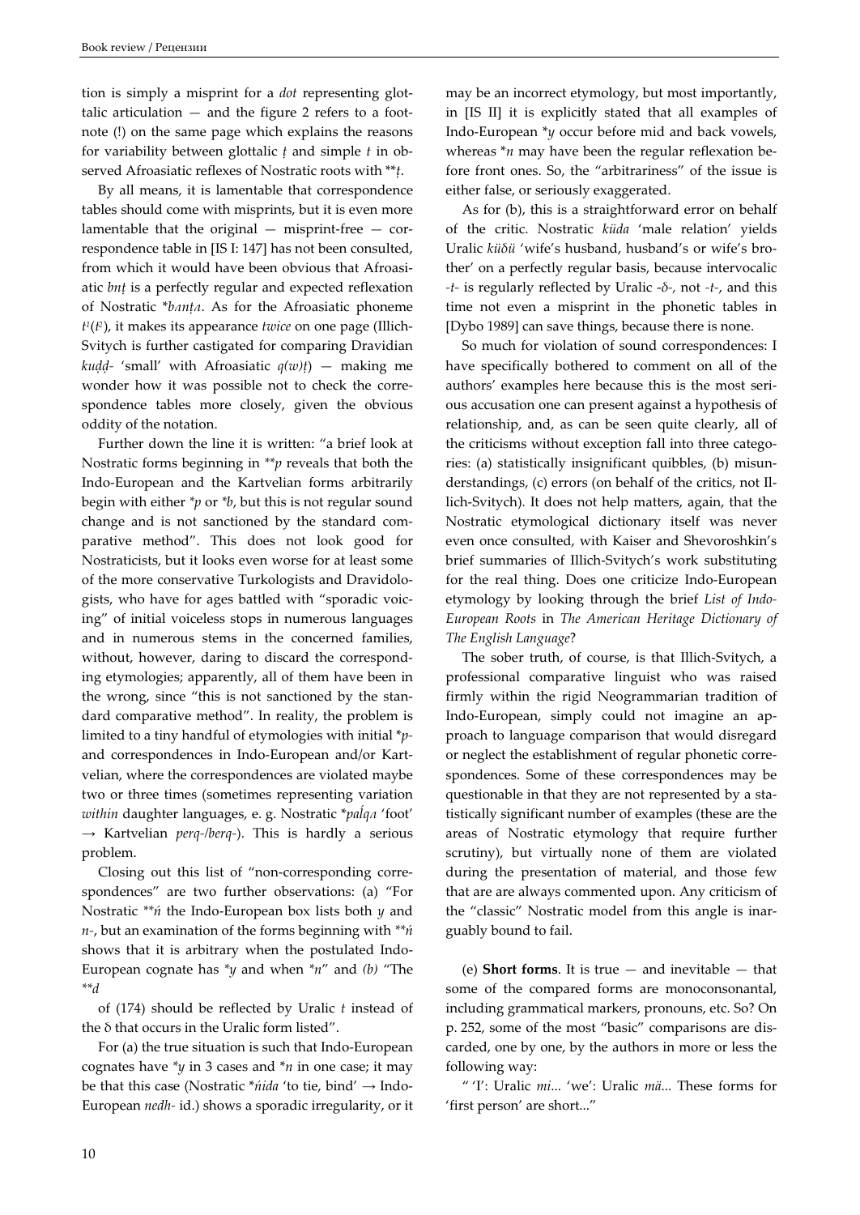tion is simply a misprint for a *dot* representing glottalic articulation — and the figure 2 refers to a footnote (!) on the same page which explains the reasons for variability between glottalic *ṭ* and simple *t* in observed Afroasiatic reflexes of Nostratic roots with \*\**ṭ*.

By all means, it is lamentable that correspondence tables should come with misprints, but it is even more lamentable that the original — misprint-free — correspondence table in [IS I: 147] has not been consulted, from which it would have been obvious that Afroasiatic *bnṭ* is a perfectly regular and expected reflexation of Nostratic \**bʌnṭʌ*. As for the Afroasiatic phoneme *t¹*(*ṭ¹*), it makes its appearance *twice* on one page (Illich-Svitych is further castigated for comparing Dravidian *kuḍḍ-* 'small' with Afroasiatic *q(w)ṭ*) — making me wonder how it was possible not to check the correspondence tables more closely, given the obvious oddity of the notation.

Further down the line it is written: "a brief look at Nostratic forms beginning in \*\**p* reveals that both the Indo-European and the Kartvelian forms arbitrarily begin with either \**p* or \**b*, but this is not regular sound change and is not sanctioned by the standard comparative method". This does not look good for Nostraticists, but it looks even worse for at least some of the more conservative Turkologists and Dravidologists, who have for ages battled with "sporadic voicing" of initial voiceless stops in numerous languages and in numerous stems in the concerned families, without, however, daring to discard the corresponding etymologies; apparently, all of them have been in the wrong, since "this is not sanctioned by the standard comparative method". In reality, the problem is limited to a tiny handful of etymologies with initial \**p*- and correspondences in Indo-European and/or Kartvelian, where the correspondences are violated maybe two or three times (sometimes representing variation *within* daughter languages, e. g. Nostratic \**paĺqʌ* 'foot' → Kartvelian *perq-/berq-*). This is hardly a serious problem.

Closing out this list of "non-corresponding correspondences" are two further observations: (a) "For Nostratic \*\**ń* the Indo-European box lists both *y* and *n-*, but an examination of the forms beginning with \*\**ń* shows that it is arbitrary when the postulated Indo-European cognate has \**y* and when \**n*" and *(b)* "The \*\**d* of (174) should be reflected by Uralic *t* instead of the δ that occurs in the Uralic form listed".

For (a) the true situation is such that Indo-European cognates have \**y* in 3 cases and \**n* in one case; it may be that this case (Nostratic \**ńida* 'to tie, bind' → Indo-European *nedh-* id.) shows a sporadic irregularity, or it may be an incorrect etymology, but most importantly, in [IS II] it is explicitly stated that all examples of Indo-European \**y* occur before mid and back vowels, whereas \**n* may have been the regular reflexation before front ones. So, the "arbitrariness" of the issue is either false, or seriously exaggerated.

As for (b), this is a straightforward error on behalf of the critic. Nostratic *küda* 'male relation' yields Uralic *küδü* 'wife's husband, husband's or wife's brother' on a perfectly regular basis, because intervocalic *-t-* is regularly reflected by Uralic *-δ-*, not *-t-*, and this time not even a misprint in the phonetic tables in [Dybo 1989] can save things, because there is none.

So much for violation of sound correspondences: I have specifically bothered to comment on all of the authors' examples here because this is the most serious accusation one can present against a hypothesis of relationship, and, as can be seen quite clearly, all of the criticisms without exception fall into three categories: (a) statistically insignificant quibbles, (b) misunderstandings, (c) errors (on behalf of the critics, not Illich-Svitych). It does not help matters, again, that the Nostratic etymological dictionary itself was never even once consulted, with Kaiser and Shevoroshkin's brief summaries of Illich-Svitych's work substituting for the real thing. Does one criticize Indo-European etymology by looking through the brief *List of Indo-European Roots* in *The American Heritage Dictionary of The English Language*?

The sober truth, of course, is that Illich-Svitych, a professional comparative linguist who was raised firmly within the rigid Neogrammarian tradition of Indo-European, simply could not imagine an approach to language comparison that would disregard or neglect the establishment of regular phonetic correspondences. Some of these correspondences may be questionable in that they are not represented by a statistically significant number of examples (these are the areas of Nostratic etymology that require further scrutiny), but virtually none of them are violated during the presentation of material, and those few that are are always commented upon. Any criticism of the "classic" Nostratic model from this angle is inarguably bound to fail.

(e) **Short forms**. It is true — and inevitable — that some of the compared forms are monoconsonantal, including grammatical markers, pronouns, etc. So? On p. 252, some of the most "basic" comparisons are discarded, one by one, by the authors in more or less the following way:

" 'I': Uralic *mi*... 'we': Uralic *mä*... These forms for 'first person' are short..."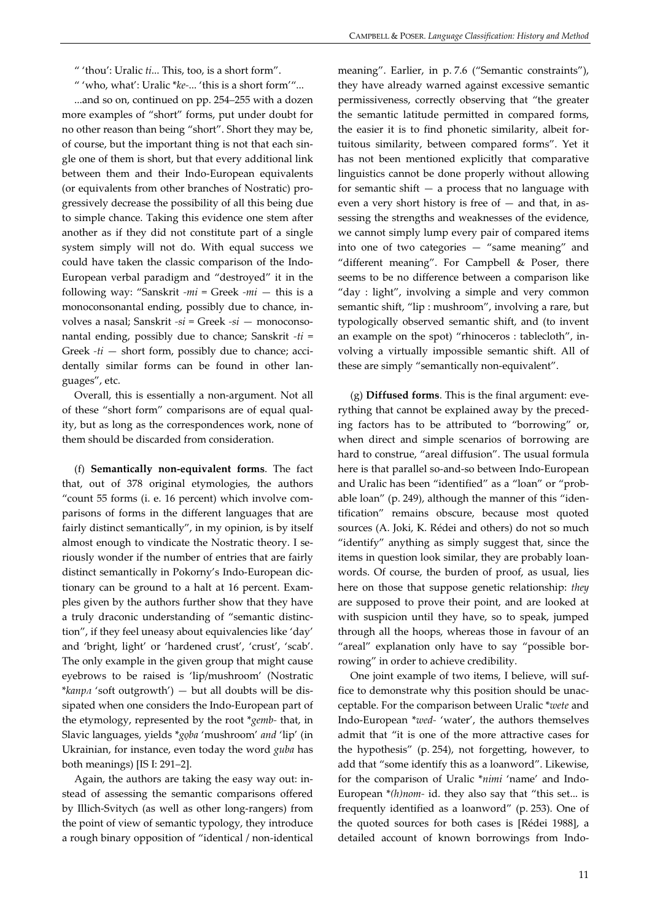" 'thou': Uralic *ti*... This, too, is a short form".

" 'who, what': Uralic *\*ke-*... 'this is a short form'"...

...and so on, continued on pp. 254–255 with a dozen more examples of "short" forms, put under doubt for no other reason than being "short". Short they may be, of course, but the important thing is not that each single one of them is short, but that every additional link between them and their Indo-European equivalents (or equivalents from other branches of Nostratic) progressively decrease the possibility of all this being due to simple chance. Taking this evidence one stem after another as if they did not constitute part of a single system simply will not do. With equal success we could have taken the classic comparison of the Indo-European verbal paradigm and "destroyed" it in the following way: "Sanskrit *-mi* = Greek *-mi* — this is a monoconsonantal ending, possibly due to chance, involves a nasal; Sanskrit *-si* = Greek *-si* — monoconsonantal ending, possibly due to chance; Sanskrit *-ti* = Greek *-ti* — short form, possibly due to chance; accidentally similar forms can be found in other languages", etc.

Overall, this is essentially a non-argument. Not all of these "short form" comparisons are of equal quality, but as long as the correspondences work, none of them should be discarded from consideration.

(f) **Semantically non-equivalent forms**. The fact that, out of 378 original etymologies, the authors "count 55 forms (i. e. 16 percent) which involve comparisons of forms in the different languages that are fairly distinct semantically", in my opinion, is by itself almost enough to vindicate the Nostratic theory. I seriously wonder if the number of entries that are fairly distinct semantically in Pokorny's Indo-European dictionary can be ground to a halt at 16 percent. Examples given by the authors further show that they have a truly draconic understanding of "semantic distinction", if they feel uneasy about equivalencies like 'day' and 'bright, light' or 'hardened crust', 'crust', 'scab'. The only example in the given group that might cause eyebrows to be raised is 'lip/mushroom' (Nostratic *\*kanpʌ* 'soft outgrowth') — but all doubts will be dissipated when one considers the Indo-European part of the etymology, represented by the root *\*gemb-* that, in Slavic languages, yields *\*gǫba* 'mushroom' *and* 'lip' (in Ukrainian, for instance, even today the word *guba* has both meanings) [IS I: 291–2].

Again, the authors are taking the easy way out: instead of assessing the semantic comparisons offered by Illich-Svitych (as well as other long-rangers) from the point of view of semantic typology, they introduce a rough binary opposition of "identical / non-identical meaning". Earlier, in p. 7.6 ("Semantic constraints"), they have already warned against excessive semantic permissiveness, correctly observing that "the greater the semantic latitude permitted in compared forms, the easier it is to find phonetic similarity, albeit fortuitous similarity, between compared forms". Yet it has not been mentioned explicitly that comparative linguistics cannot be done properly without allowing for semantic shift — a process that no language with even a very short history is free of — and that, in assessing the strengths and weaknesses of the evidence, we cannot simply lump every pair of compared items into one of two categories — "same meaning" and "different meaning". For Campbell & Poser, there seems to be no difference between a comparison like "day : light", involving a simple and very common semantic shift, "lip : mushroom", involving a rare, but typologically observed semantic shift, and (to invent an example on the spot) "rhinoceros : tablecloth", involving a virtually impossible semantic shift. All of these are simply "semantically non-equivalent".

(g) **Diffused forms**. This is the final argument: everything that cannot be explained away by the preceding factors has to be attributed to "borrowing" or, when direct and simple scenarios of borrowing are hard to construe, "areal diffusion". The usual formula here is that parallel so-and-so between Indo-European and Uralic has been "identified" as a "loan" or "probable loan" (p. 249), although the manner of this "identification" remains obscure, because most quoted sources (A. Joki, K. Rédei and others) do not so much "identify" anything as simply suggest that, since the items in question look similar, they are probably loanwords. Of course, the burden of proof, as usual, lies here on those that suppose genetic relationship: *they* are supposed to prove their point, and are looked at with suspicion until they have, so to speak, jumped through all the hoops, whereas those in favour of an "areal" explanation only have to say "possible borrowing" in order to achieve credibility.

One joint example of two items, I believe, will suffice to demonstrate why this position should be unacceptable. For the comparison between Uralic *\*wete* and Indo-European *\*wed-* 'water', the authors themselves admit that "it is one of the more attractive cases for the hypothesis" (p. 254), not forgetting, however, to add that "some identify this as a loanword". Likewise, for the comparison of Uralic *\*nimi* 'name' and Indo-European *\*(h)nom-* id. they also say that "this set... is frequently identified as a loanword" (p. 253). One of the quoted sources for both cases is [Rédei 1988], a detailed account of known borrowings from Indo-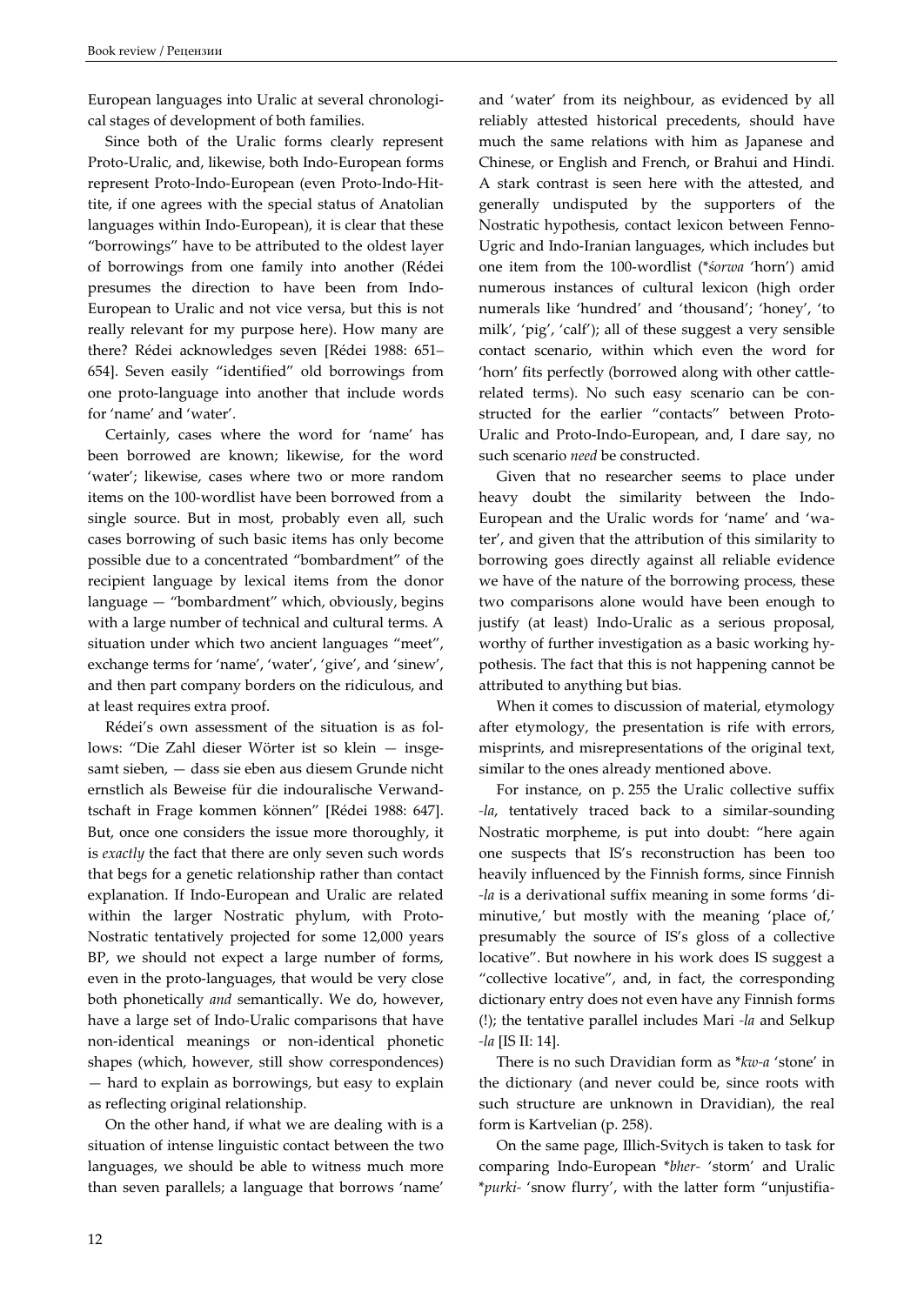European languages into Uralic at several chronological stages of development of both families.

Since both of the Uralic forms clearly represent Proto-Uralic, and, likewise, both Indo-European forms represent Proto-Indo-European (even Proto-Indo-Hittite, if one agrees with the special status of Anatolian languages within Indo-European), it is clear that these "borrowings" have to be attributed to the oldest layer of borrowings from one family into another (Rédei presumes the direction to have been from Indo-European to Uralic and not vice versa, but this is not really relevant for my purpose here). How many are there? Rédei acknowledges seven [Rédei 1988: 651–654]. Seven easily "identified" old borrowings from one proto-language into another that include words for 'name' and 'water'.

Certainly, cases where the word for 'name' has been borrowed are known; likewise, for the word 'water'; likewise, cases where two or more random items on the 100-wordlist have been borrowed from a single source. But in most, probably even all, such cases borrowing of such basic items has only become possible due to a concentrated "bombardment" of the recipient language by lexical items from the donor language — "bombardment" which, obviously, begins with a large number of technical and cultural terms. A situation under which two ancient languages "meet", exchange terms for 'name', 'water', 'give', and 'sinew', and then part company borders on the ridiculous, and at least requires extra proof.

Rédei's own assessment of the situation is as follows: "Die Zahl dieser Wörter ist so klein — insgesamt sieben, — dass sie eben aus diesem Grunde nicht ernstlich als Beweise für die indouralische Verwandtschaft in Frage kommen können" [Rédei 1988: 647]. But, once one considers the issue more thoroughly, it is *exactly* the fact that there are only seven such words that begs for a genetic relationship rather than contact explanation. If Indo-European and Uralic are related within the larger Nostratic phylum, with Proto-Nostratic tentatively projected for some 12,000 years BP, we should not expect a large number of forms, even in the proto-languages, that would be very close both phonetically *and* semantically. We do, however, have a large set of Indo-Uralic comparisons that have non-identical meanings or non-identical phonetic shapes (which, however, still show correspondences) — hard to explain as borrowings, but easy to explain as reflecting original relationship.

On the other hand, if what we are dealing with is a situation of intense linguistic contact between the two languages, we should be able to witness much more than seven parallels; a language that borrows 'name' and 'water' from its neighbour, as evidenced by all reliably attested historical precedents, should have much the same relations with him as Japanese and Chinese, or English and French, or Brahui and Hindi. A stark contrast is seen here with the attested, and generally undisputed by the supporters of the Nostratic hypothesis, contact lexicon between Fenno-Ugric and Indo-Iranian languages, which includes but one item from the 100-wordlist (*\*śorwa* 'horn') amid numerous instances of cultural lexicon (high order numerals like 'hundred' and 'thousand'; 'honey', 'to milk', 'pig', 'calf'); all of these suggest a very sensible contact scenario, within which even the word for 'horn' fits perfectly (borrowed along with other cattle-related terms). No such easy scenario can be constructed for the earlier "contacts" between Proto-Uralic and Proto-Indo-European, and, I dare say, no such scenario *need* be constructed.

Given that no researcher seems to place under heavy doubt the similarity between the Indo-European and the Uralic words for 'name' and 'water', and given that the attribution of this similarity to borrowing goes directly against all reliable evidence we have of the nature of the borrowing process, these two comparisons alone would have been enough to justify (at least) Indo-Uralic as a serious proposal, worthy of further investigation as a basic working hypothesis. The fact that this is not happening cannot be attributed to anything but bias.

When it comes to discussion of material, etymology after etymology, the presentation is rife with errors, misprints, and misrepresentations of the original text, similar to the ones already mentioned above.

For instance, on p. 255 the Uralic collective suffix *-la*, tentatively traced back to a similar-sounding Nostratic morpheme, is put into doubt: "here again one suspects that IS's reconstruction has been too heavily influenced by the Finnish forms, since Finnish *-la* is a derivational suffix meaning in some forms 'diminutive,' but mostly with the meaning 'place of,' presumably the source of IS's gloss of a collective locative". But nowhere in his work does IS suggest a "collective locative", and, in fact, the corresponding dictionary entry does not even have any Finnish forms (!); the tentative parallel includes Mari *-la* and Selkup *-la* [IS II: 14].

There is no such Dravidian form as *\*kw-a* 'stone' in the dictionary (and never could be, since roots with such structure are unknown in Dravidian), the real form is Kartvelian (p. 258).

On the same page, Illich-Svitych is taken to task for comparing Indo-European *\*bher-* 'storm' and Uralic *\*purki-* 'snow flurry', with the latter form "unjustifia-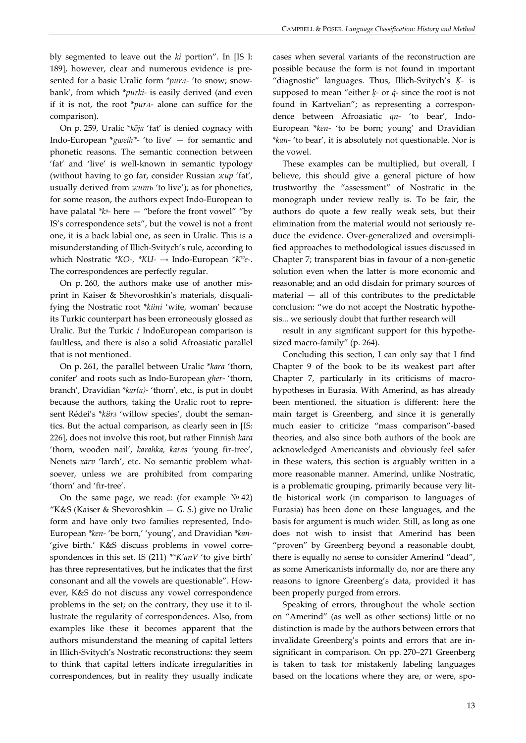bly segmented to leave out the *ki* portion". In [IS I: 189], however, clear and numerous evidence is presented for a basic Uralic form **purʌ-* 'to snow; snowbank', from which **purki-* is easily derived (and even if it is not, the root **purʌ-* alone can suffice for the comparison).

On p. 259, Uralic **kōja* 'fat' is denied cognacy with Indo-European **gweih^w-* 'to live' — for semantic and phonetic reasons. The semantic connection between 'fat' and 'live' is well-known in semantic typology (without having to go far, consider Russian *жир* 'fat', usually derived from *жить* 'to live'); as for phonetics, for some reason, the authors expect Indo-European to have palatal **k^y-* here — "before the front vowel" "by IS's correspondence sets", but the vowel is not a front one, it is a back labial one, as seen in Uralic. This is a misunderstanding of Illich-Svitych's rule, according to which Nostratic **KO-*, **KU-* → Indo-European **K^we-*. The correspondences are perfectly regular.

On p. 260, the authors make use of another misprint in Kaiser & Shevoroshkin's materials, disqualifying the Nostratic root **küni* 'wife, woman' because its Turkic counterpart has been erroneously glossed as Uralic. But the Turkic / IndoEuropean comparison is faultless, and there is also a solid Afroasiatic parallel that is not mentioned.

On p. 261, the parallel between Uralic **kara* 'thorn, conifer' and roots such as Indo-European *gher-* 'thorn, branch', Dravidian **kar(a)-* 'thorn', etc., is put in doubt because the authors, taking the Uralic root to represent Rédei's **körз* 'willow species', doubt the semantics. But the actual comparison, as clearly seen in [IS: 226], does not involve this root, but rather Finnish *kara* 'thorn, wooden nail', *karahka, karas* 'young fir-tree', Nenets *xārv* 'larch', etc. No semantic problem whatsoever, unless we are prohibited from comparing 'thorn' and 'fir-tree'.

On the same page, we read: (for example № 42) "K&S (Kaiser & Shevoroshkin — *G. S.*) give no Uralic form and have only two families represented, Indo-European **ken-* 'be born,' 'young', and Dravidian **kan-* 'give birth.' K&S discuss problems in vowel correspondences in this set. IS (211) ***K'anV* 'to give birth' has three representatives, but he indicates that the first consonant and all the vowels are questionable". However, K&S do not discuss any vowel correspondence problems in the set; on the contrary, they use it to illustrate the regularity of correspondences. Also, from examples like these it becomes apparent that the authors misunderstand the meaning of capital letters in Illich-Svitych's Nostratic reconstructions: they seem to think that capital letters indicate irregularities in correspondences, but in reality they usually indicate cases when several variants of the reconstruction are possible because the form is not found in important "diagnostic" languages. Thus, Illich-Svitych's *Ḳ-* is supposed to mean "either *ḳ-* or *q̇-* since the root is not found in Kartvelian"; as representing a correspondence between Afroasiatic *qn-* 'to bear', Indo-European **ken-* 'to be born; young' and Dravidian **kan-* 'to bear', it is absolutely not questionable. Nor is the vowel.

These examples can be multiplied, but overall, I believe, this should give a general picture of how trustworthy the "assessment" of Nostratic in the monograph under review really is. To be fair, the authors do quote a few really weak sets, but their elimination from the material would not seriously reduce the evidence. Over-generalized and oversimplified approaches to methodological issues discussed in Chapter 7; transparent bias in favour of a non-genetic solution even when the latter is more economic and reasonable; and an odd disdain for primary sources of material — all of this contributes to the predictable conclusion: "we do not accept the Nostratic hypothesis... we seriously doubt that further research will result in any significant support for this hypothesized macro-family" (p. 264).

Concluding this section, I can only say that I find Chapter 9 of the book to be its weakest part after Chapter 7, particularly in its criticisms of macro-hypotheses in Eurasia. With Amerind, as has already been mentioned, the situation is different: here the main target is Greenberg, and since it is generally much easier to criticize "mass comparison"-based theories, and also since both authors of the book are acknowledged Americanists and obviously feel safer in these waters, this section is arguably written in a more reasonable manner. Amerind, unlike Nostratic, is a problematic grouping, primarily because very little historical work (in comparison to languages of Eurasia) has been done on these languages, and the basis for argument is much wider. Still, as long as one does not wish to insist that Amerind has been "proven" by Greenberg beyond a reasonable doubt, there is equally no sense to consider Amerind "dead", as some Americanists informally do, nor are there any reasons to ignore Greenberg's data, provided it has been properly purged from errors.

Speaking of errors, throughout the whole section on "Amerind" (as well as other sections) little or no distinction is made by the authors between errors that invalidate Greenberg's points and errors that are insignificant in comparison. On pp. 270–271 Greenberg is taken to task for mistakenly labeling languages based on the locations where they are, or were, spo-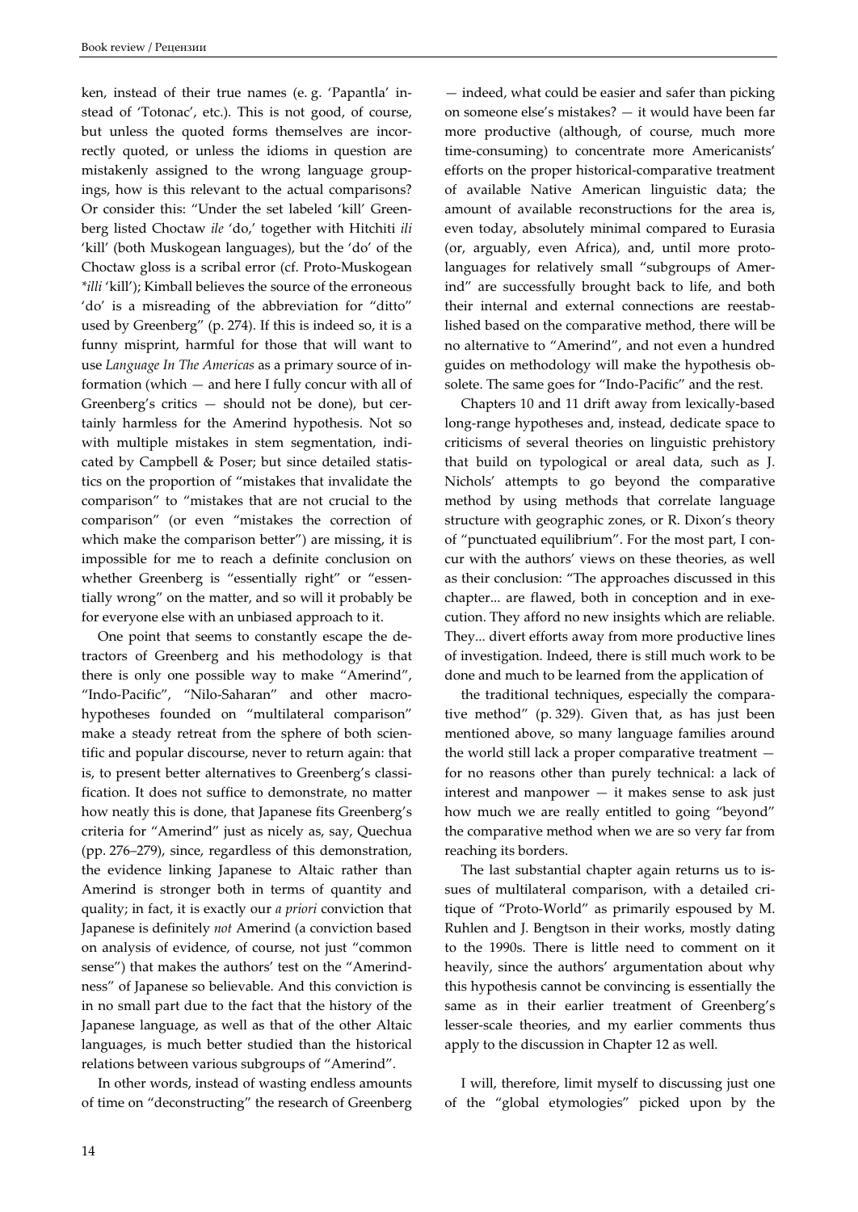ken, instead of their true names (e. g. 'Papantla' instead of 'Totonac', etc.). This is not good, of course, but unless the quoted forms themselves are incorrectly quoted, or unless the idioms in question are mistakenly assigned to the wrong language groupings, how is this relevant to the actual comparisons? Or consider this: "Under the set labeled 'kill' Greenberg listed Choctaw *ile* 'do,' together with Hitchiti *ili* 'kill' (both Muskogean languages), but the 'do' of the Choctaw gloss is a scribal error (cf. Proto-Muskogean *\*illi* 'kill'); Kimball believes the source of the erroneous 'do' is a misreading of the abbreviation for "ditto" used by Greenberg" (p. 274). If this is indeed so, it is a funny misprint, harmful for those that will want to use *Language In The Americas* as a primary source of information (which — and here I fully concur with all of Greenberg's critics — should not be done), but certainly harmless for the Amerind hypothesis. Not so with multiple mistakes in stem segmentation, indicated by Campbell & Poser; but since detailed statistics on the proportion of "mistakes that invalidate the comparison" to "mistakes that are not crucial to the comparison" (or even "mistakes the correction of which make the comparison better") are missing, it is impossible for me to reach a definite conclusion on whether Greenberg is "essentially right" or "essentially wrong" on the matter, and so will it probably be for everyone else with an unbiased approach to it.

One point that seems to constantly escape the detractors of Greenberg and his methodology is that there is only one possible way to make "Amerind", "Indo-Pacific", "Nilo-Saharan" and other macro-hypotheses founded on "multilateral comparison" make a steady retreat from the sphere of both scientific and popular discourse, never to return again: that is, to present better alternatives to Greenberg's classification. It does not suffice to demonstrate, no matter how neatly this is done, that Japanese fits Greenberg's criteria for "Amerind" just as nicely as, say, Quechua (pp. 276–279), since, regardless of this demonstration, the evidence linking Japanese to Altaic rather than Amerind is stronger both in terms of quantity and quality; in fact, it is exactly our *a priori* conviction that Japanese is definitely *not* Amerind (a conviction based on analysis of evidence, of course, not just "common sense") that makes the authors' test on the "Amerindness" of Japanese so believable. And this conviction is in no small part due to the fact that the history of the Japanese language, as well as that of the other Altaic languages, is much better studied than the historical relations between various subgroups of "Amerind".

In other words, instead of wasting endless amounts of time on "deconstructing" the research of Greenberg — indeed, what could be easier and safer than picking on someone else's mistakes? — it would have been far more productive (although, of course, much more time-consuming) to concentrate more Americanists' efforts on the proper historical-comparative treatment of available Native American linguistic data; the amount of available reconstructions for the area is, even today, absolutely minimal compared to Eurasia (or, arguably, even Africa), and, until more proto-languages for relatively small "subgroups of Amerind" are successfully brought back to life, and both their internal and external connections are reestablished based on the comparative method, there will be no alternative to "Amerind", and not even a hundred guides on methodology will make the hypothesis obsolete. The same goes for "Indo-Pacific" and the rest.

Chapters 10 and 11 drift away from lexically-based long-range hypotheses and, instead, dedicate space to criticisms of several theories on linguistic prehistory that build on typological or areal data, such as J. Nichols' attempts to go beyond the comparative method by using methods that correlate language structure with geographic zones, or R. Dixon's theory of "punctuated equilibrium". For the most part, I concur with the authors' views on these theories, as well as their conclusion: "The approaches discussed in this chapter... are flawed, both in conception and in execution. They afford no new insights which are reliable. They... divert efforts away from more productive lines of investigation. Indeed, there is still much work to be done and much to be learned from the application of the traditional techniques, especially the comparative method" (p. 329). Given that, as has just been mentioned above, so many language families around the world still lack a proper comparative treatment — for no reasons other than purely technical: a lack of interest and manpower — it makes sense to ask just how much we are really entitled to going "beyond" the comparative method when we are so very far from reaching its borders.

The last substantial chapter again returns us to issues of multilateral comparison, with a detailed critique of "Proto-World" as primarily espoused by M. Ruhlen and J. Bengtson in their works, mostly dating to the 1990s. There is little need to comment on it heavily, since the authors' argumentation about why this hypothesis cannot be convincing is essentially the same as in their earlier treatment of Greenberg's lesser-scale theories, and my earlier comments thus apply to the discussion in Chapter 12 as well.

I will, therefore, limit myself to discussing just one of the "global etymologies" picked upon by the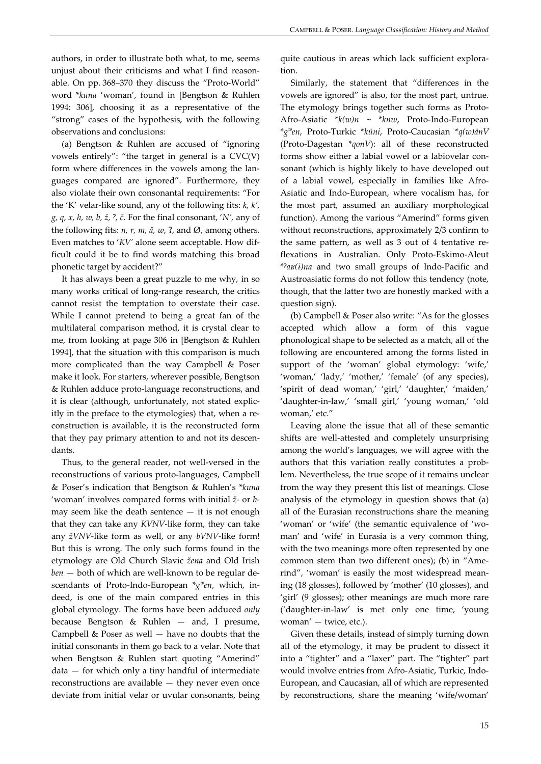authors, in order to illustrate both what, to me, seems unjust about their criticisms and what I find reasonable. On pp. 368–370 they discuss the "Proto-World" word *\*kuna* 'woman', found in [Bengtson & Ruhlen 1994: 306], choosing it as a representative of the "strong" cases of the hypothesis, with the following observations and conclusions:

(a) Bengtson & Ruhlen are accused of "ignoring vowels entirely": "the target in general is a CVC(V) form where differences in the vowels among the languages compared are ignored". Furthermore, they also violate their own consonantal requirements: "For the 'K' velar-like sound, any of the following fits: *k, k', g, q, x, h, w, b, ž, ʔ, č*. For the final consonant, '*N*', any of the following fits: *n, r, m, ã, w*, ʔ, and Ø, among others. Even matches to '*KV*' alone seem acceptable. How difficult could it be to find words matching this broad phonetic target by accident?"

It has always been a great puzzle to me why, in so many works critical of long-range research, the critics cannot resist the temptation to overstate their case. While I cannot pretend to being a great fan of the multilateral comparison method, it is crystal clear to me, from looking at page 306 in [Bengtson & Ruhlen 1994], that the situation with this comparison is much more complicated than the way Campbell & Poser make it look. For starters, wherever possible, Bengtson & Ruhlen adduce proto-language reconstructions, and it is clear (although, unfortunately, not stated explicitly in the preface to the etymologies) that, when a reconstruction is available, it is the reconstructed form that they pay primary attention to and not its descendants.

Thus, to the general reader, not well-versed in the reconstructions of various proto-languages, Campbell & Poser's indication that Bengtson & Ruhlen's *\*kuna* 'woman' involves compared forms with initial *ž-* or *b-* may seem like the death sentence — it is not enough that they can take any *KVNV*-like form, they can take any *žVNV*-like form as well, or any *bVNV*-like form! But this is wrong. The only such forms found in the etymology are Old Church Slavic *žena* and Old Irish *ben* — both of which are well-known to be regular descendants of Proto-Indo-European *\*gʷen*, which, indeed, is one of the main compared entries in this global etymology. The forms have been adduced *only* because Bengtson & Ruhlen — and, I presume, Campbell & Poser as well — have no doubts that the initial consonants in them go back to a velar. Note that when Bengtson & Ruhlen start quoting "Amerind" data — for which only a tiny handful of intermediate reconstructions are available — they never even once deviate from initial velar or uvular consonants, being quite cautious in areas which lack sufficient exploration.

Similarly, the statement that "differences in the vowels are ignored" is also, for the most part, untrue. The etymology brings together such forms as Proto-Afro-Asiatic *\*k(w)n ~ \*knw*, Proto-Indo-European *\*gʷen*, Proto-Turkic *\*küni*, Proto-Caucasian *\*q(w)änV* (Proto-Dagestan *\*qonV*): all of these reconstructed forms show either a labial vowel or a labiovelar consonant (which is highly likely to have developed out of a labial vowel, especially in families like Afro-Asiatic and Indo-European, where vocalism has, for the most part, assumed an auxiliary morphological function). Among the various "Amerind" forms given without reconstructions, approximately 2/3 confirm to the same pattern, as well as 3 out of 4 tentative reflexations in Australian. Only Proto-Eskimo-Aleut *\*ʔaʁ(i)na* and two small groups of Indo-Pacific and Austroasiatic forms do not follow this tendency (note, though, that the latter two are honestly marked with a question sign).

(b) Campbell & Poser also write: "As for the glosses accepted which allow a form of this vague phonological shape to be selected as a match, all of the following are encountered among the forms listed in support of the 'woman' global etymology: 'wife,' 'woman,' 'lady,' 'mother,' 'female' (of any species), 'spirit of dead woman,' 'girl,' 'daughter,' 'maiden,' 'daughter-in-law,' 'small girl,' 'young woman,' 'old woman,' etc."

Leaving alone the issue that all of these semantic shifts are well-attested and completely unsurprising among the world's languages, we will agree with the authors that this variation really constitutes a problem. Nevertheless, the true scope of it remains unclear from the way they present this list of meanings. Close analysis of the etymology in question shows that (a) all of the Eurasian reconstructions share the meaning 'woman' or 'wife' (the semantic equivalence of 'woman' and 'wife' in Eurasia is a very common thing, with the two meanings more often represented by one common stem than two different ones); (b) in "Amerind", 'woman' is easily the most widespread meaning (18 glosses), followed by 'mother' (10 glosses), and 'girl' (9 glosses); other meanings are much more rare ('daughter-in-law' is met only one time, 'young woman' — twice, etc.).

Given these details, instead of simply turning down all of the etymology, it may be prudent to dissect it into a "tighter" and a "laxer" part. The "tighter" part would involve entries from Afro-Asiatic, Turkic, Indo-European, and Caucasian, all of which are represented by reconstructions, share the meaning 'wife/woman'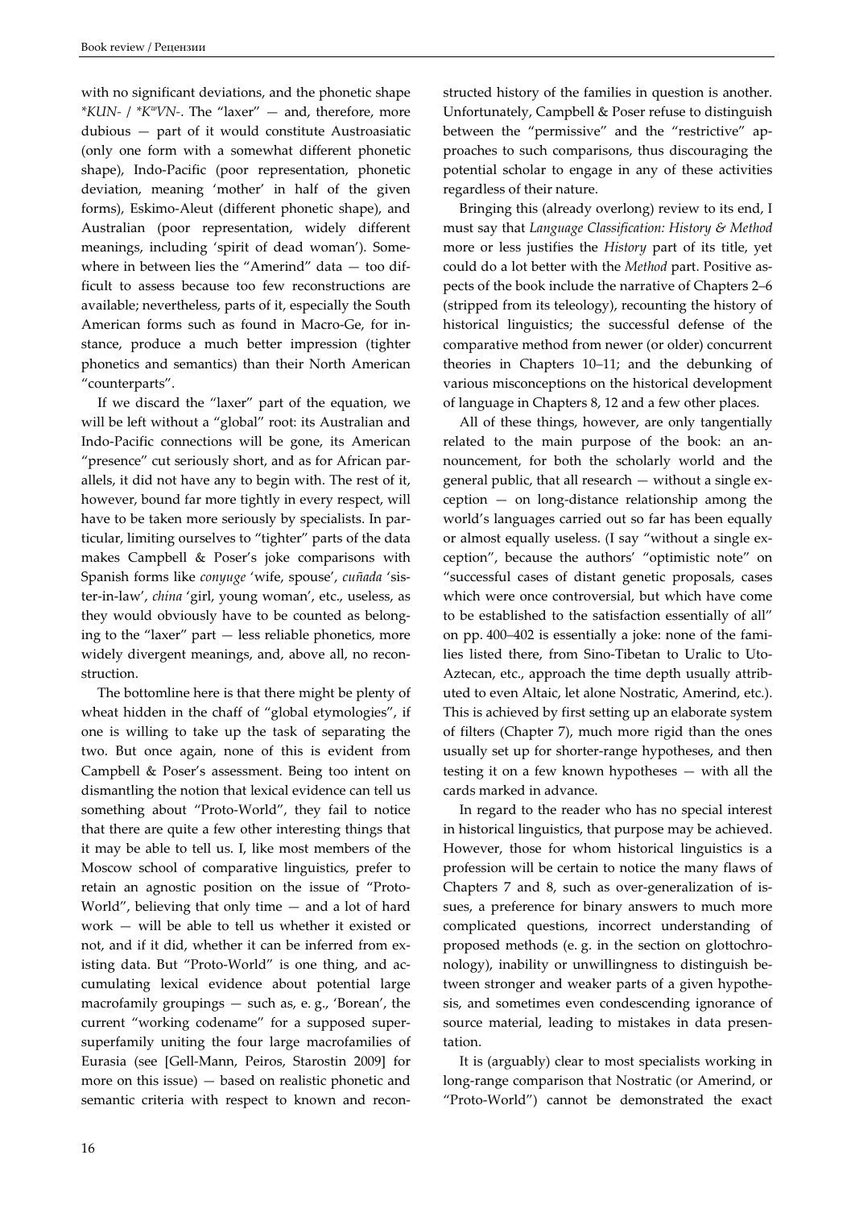with no significant deviations, and the phonetic shape *KUN- / *K$^w$VN-. The "laxer" — and, therefore, more dubious — part of it would constitute Austroasiatic (only one form with a somewhat different phonetic shape), Indo-Pacific (poor representation, phonetic deviation, meaning 'mother' in half of the given forms), Eskimo-Aleut (different phonetic shape), and Australian (poor representation, widely different meanings, including 'spirit of dead woman'). Somewhere in between lies the "Amerind" data — too difficult to assess because too few reconstructions are available; nevertheless, parts of it, especially the South American forms such as found in Macro-Ge, for instance, produce a much better impression (tighter phonetics and semantics) than their North American "counterparts".

If we discard the "laxer" part of the equation, we will be left without a "global" root: its Australian and Indo-Pacific connections will be gone, its American "presence" cut seriously short, and as for African parallels, it did not have any to begin with. The rest of it, however, bound far more tightly in every respect, will have to be taken more seriously by specialists. In particular, limiting ourselves to "tighter" parts of the data makes Campbell & Poser's joke comparisons with Spanish forms like *conyuge* 'wife, spouse', *cuñada* 'sister-in-law', *china* 'girl, young woman', etc., useless, as they would obviously have to be counted as belonging to the "laxer" part — less reliable phonetics, more widely divergent meanings, and, above all, no reconstruction.

The bottomline here is that there might be plenty of wheat hidden in the chaff of "global etymologies", if one is willing to take up the task of separating the two. But once again, none of this is evident from Campbell & Poser's assessment. Being too intent on dismantling the notion that lexical evidence can tell us something about "Proto-World", they fail to notice that there are quite a few other interesting things that it may be able to tell us. I, like most members of the Moscow school of comparative linguistics, prefer to retain an agnostic position on the issue of "Proto-World", believing that only time — and a lot of hard work — will be able to tell us whether it existed or not, and if it did, whether it can be inferred from existing data. But "Proto-World" is one thing, and accumulating lexical evidence about potential large macrofamily groupings — such as, e. g., 'Borean', the current "working codename" for a supposed super-superfamily uniting the four large macrofamilies of Eurasia (see [Gell-Mann, Peiros, Starostin 2009] for more on this issue) — based on realistic phonetic and semantic criteria with respect to known and reconstructed history of the families in question is another. Unfortunately, Campbell & Poser refuse to distinguish between the "permissive" and the "restrictive" approaches to such comparisons, thus discouraging the potential scholar to engage in any of these activities regardless of their nature.

Bringing this (already overlong) review to its end, I must say that *Language Classification: History & Method* more or less justifies the *History* part of its title, yet could do a lot better with the *Method* part. Positive aspects of the book include the narrative of Chapters 2–6 (stripped from its teleology), recounting the history of historical linguistics; the successful defense of the comparative method from newer (or older) concurrent theories in Chapters 10–11; and the debunking of various misconceptions on the historical development of language in Chapters 8, 12 and a few other places.

All of these things, however, are only tangentially related to the main purpose of the book: an announcement, for both the scholarly world and the general public, that all research — without a single exception — on long-distance relationship among the world's languages carried out so far has been equally or almost equally useless. (I say "without a single exception", because the authors' "optimistic note" on "successful cases of distant genetic proposals, cases which were once controversial, but which have come to be established to the satisfaction essentially of all" on pp. 400–402 is essentially a joke: none of the families listed there, from Sino-Tibetan to Uralic to Uto-Aztecan, etc., approach the time depth usually attributed to even Altaic, let alone Nostratic, Amerind, etc.). This is achieved by first setting up an elaborate system of filters (Chapter 7), much more rigid than the ones usually set up for shorter-range hypotheses, and then testing it on a few known hypotheses — with all the cards marked in advance.

In regard to the reader who has no special interest in historical linguistics, that purpose may be achieved. However, those for whom historical linguistics is a profession will be certain to notice the many flaws of Chapters 7 and 8, such as over-generalization of issues, a preference for binary answers to much more complicated questions, incorrect understanding of proposed methods (e. g. in the section on glottochronology), inability or unwillingness to distinguish between stronger and weaker parts of a given hypothesis, and sometimes even condescending ignorance of source material, leading to mistakes in data presentation.

It is (arguably) clear to most specialists working in long-range comparison that Nostratic (or Amerind, or "Proto-World") cannot be demonstrated the exact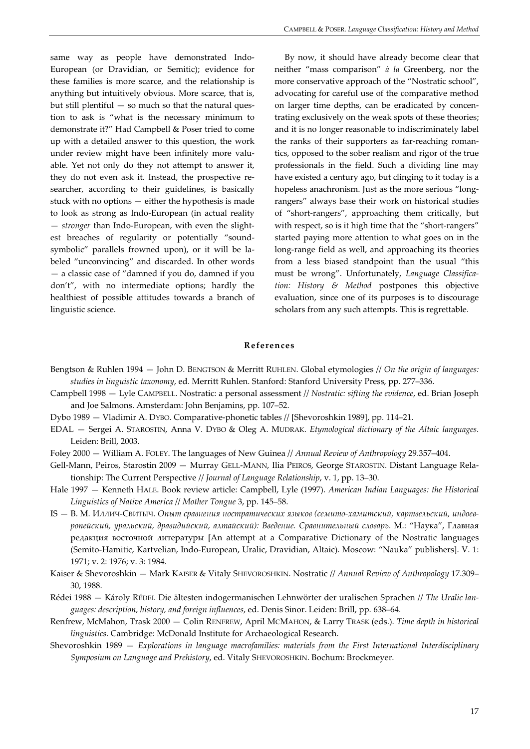same way as people have demonstrated Indo-European (or Dravidian, or Semitic); evidence for these families is more scarce, and the relationship is anything but intuitively obvious. More scarce, that is, but still plentiful — so much so that the natural question to ask is "what is the necessary minimum to demonstrate it?" Had Campbell & Poser tried to come up with a detailed answer to this question, the work under review might have been infinitely more valuable. Yet not only do they not attempt to answer it, they do not even ask it. Instead, the prospective researcher, according to their guidelines, is basically stuck with no options — either the hypothesis is made to look as strong as Indo-European (in actual reality — *stronger* than Indo-European, with even the slightest breaches of regularity or potentially "sound-symbolic" parallels frowned upon), or it will be labeled "unconvincing" and discarded. In other words — a classic case of "damned if you do, damned if you don't", with no intermediate options; hardly the healthiest of possible attitudes towards a branch of linguistic science.

By now, it should have already become clear that neither "mass comparison" *à la* Greenberg, nor the more conservative approach of the "Nostratic school", advocating for careful use of the comparative method on larger time depths, can be eradicated by concentrating exclusively on the weak spots of these theories; and it is no longer reasonable to indiscriminately label the ranks of their supporters as far-reaching romantics, opposed to the sober realism and rigor of the true professionals in the field. Such a dividing line may have existed a century ago, but clinging to it today is a hopeless anachronism. Just as the more serious "long-rangers" always base their work on historical studies of "short-rangers", approaching them critically, but with respect, so is it high time that the "short-rangers" started paying more attention to what goes on in the long-range field as well, and approaching its theories from a less biased standpoint than the usual "this must be wrong". Unfortunately, *Language Classification: History & Method* postpones this objective evaluation, since one of its purposes is to discourage scholars from any such attempts. This is regrettable.

## References

Bengtson & Ruhlen 1994 — John D. Bengtson & Merritt Ruhlen. Global etymologies // *On the origin of languages: studies in linguistic taxonomy*, ed. Merritt Ruhlen. Stanford: Stanford University Press, pp. 277–336.

Campbell 1998 — Lyle Campbell. Nostratic: a personal assessment // *Nostratic: sifting the evidence*, ed. Brian Joseph and Joe Salmons. Amsterdam: John Benjamins, pp. 107–52.

Dybo 1989 — Vladimir A. Dybo. Comparative-phonetic tables // [Shevoroshkin 1989], pp. 114–21.

EDAL — Sergei A. Starostin, Anna V. Dybo & Oleg A. Mudrak. *Etymological dictionary of the Altaic languages*. Leiden: Brill, 2003.

Foley 2000 — William A. Foley. The languages of New Guinea // *Annual Review of Anthropology* 29.357–404.

Gell-Mann, Peiros, Starostin 2009 — Murray Gell-Mann, Ilia Peiros, George Starostin. Distant Language Relationship: The Current Perspective // *Journal of Language Relationship*, v. 1, pp. 13–30.

Hale 1997 — Kenneth Hale. Book review article: Campbell, Lyle (1997). *American Indian Languages: the Historical Linguistics of Native America* // *Mother Tongue* 3, pp. 145–58.

IS — В. М. Иллич-Свитыч. *Опыт сравнения ностратических языков (семито-хамитский, картвельский, индоевропейский, уральский, дравидийский, алтайский): Введение. Сравнительный словарь*. М.: "Наука", Главная редакция восточной литературы [An attempt at a Comparative Dictionary of the Nostratic languages (Semito-Hamitic, Kartvelian, Indo-European, Uralic, Dravidian, Altaic). Moscow: "Nauka" publishers]. V. 1: 1971; v. 2: 1976; v. 3: 1984.

Kaiser & Shevoroshkin — Mark Kaiser & Vitaly Shevoroshkin. Nostratic // *Annual Review of Anthropology* 17.309–30, 1988.

Rédei 1988 — Károly Rédei. Die ältesten indogermanischen Lehnwörter der uralischen Sprachen // *The Uralic languages: description, history, and foreign influences*, ed. Denis Sinor. Leiden: Brill, pp. 638–64.

Renfrew, McMahon, Trask 2000 — Colin Renfrew, April McMahon, & Larry Trask (eds.). *Time depth in historical linguistics*. Cambridge: McDonald Institute for Archaeological Research.

Shevoroshkin 1989 — *Explorations in language macrofamilies: materials from the First International Interdisciplinary Symposium on Language and Prehistory*, ed. Vitaly Shevoroshkin. Bochum: Brockmeyer.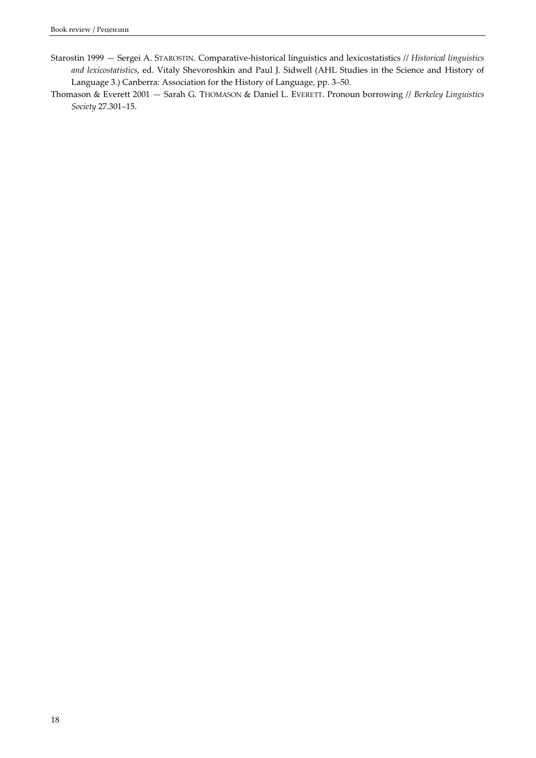Starostin 1999 — Sergei A. STAROSTIN. Comparative-historical linguistics and lexicostatistics // *Historical linguistics and lexicostatistics*, ed. Vitaly Shevoroshkin and Paul J. Sidwell (AHL Studies in the Science and History of Language 3.) Canberra: Association for the History of Language, pp. 3–50.

Thomason & Everett 2001 — Sarah G. THOMASON & Daniel L. EVERETT. Pronoun borrowing // *Berkeley Linguistics Society* 27.301–15.